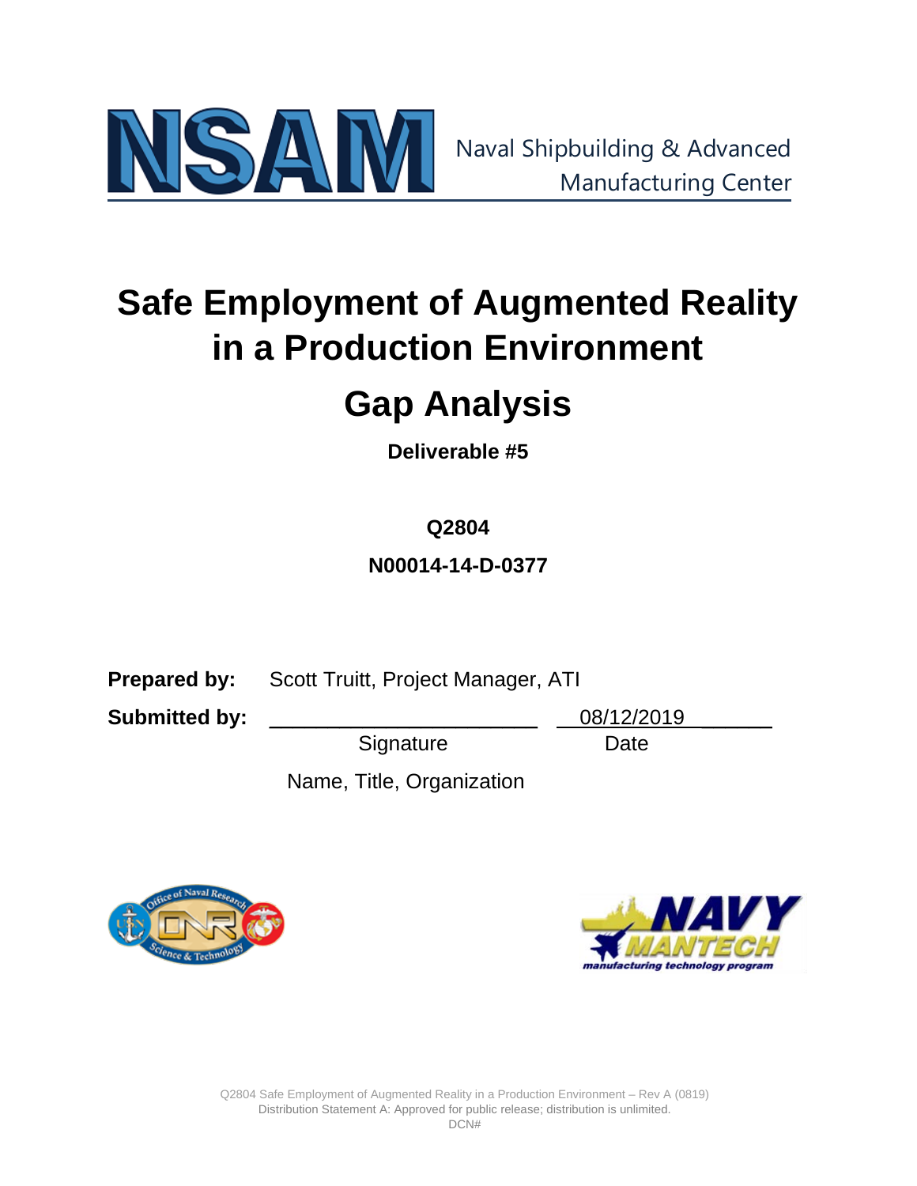NSAM Naval Shipbuilding & Advanced Manufacturing Center

# Safe Employment of Augmented Reality in a Production Environment

# Gap Analysis

**Deliverable #5**

**Q2804**

**N00014-14-D-0377**

**Prepared by:** Scott Truitt, Project Manager, ATI

**Submitted by:** ______________________ 08/12/2019

Signature Date

Name, Title, Organization

Q2804 Safe Employment of Augmented Reality in a Production Environment – Rev A (0819)
Distribution Statement A: Approved for public release; distribution is unlimited.
DCN#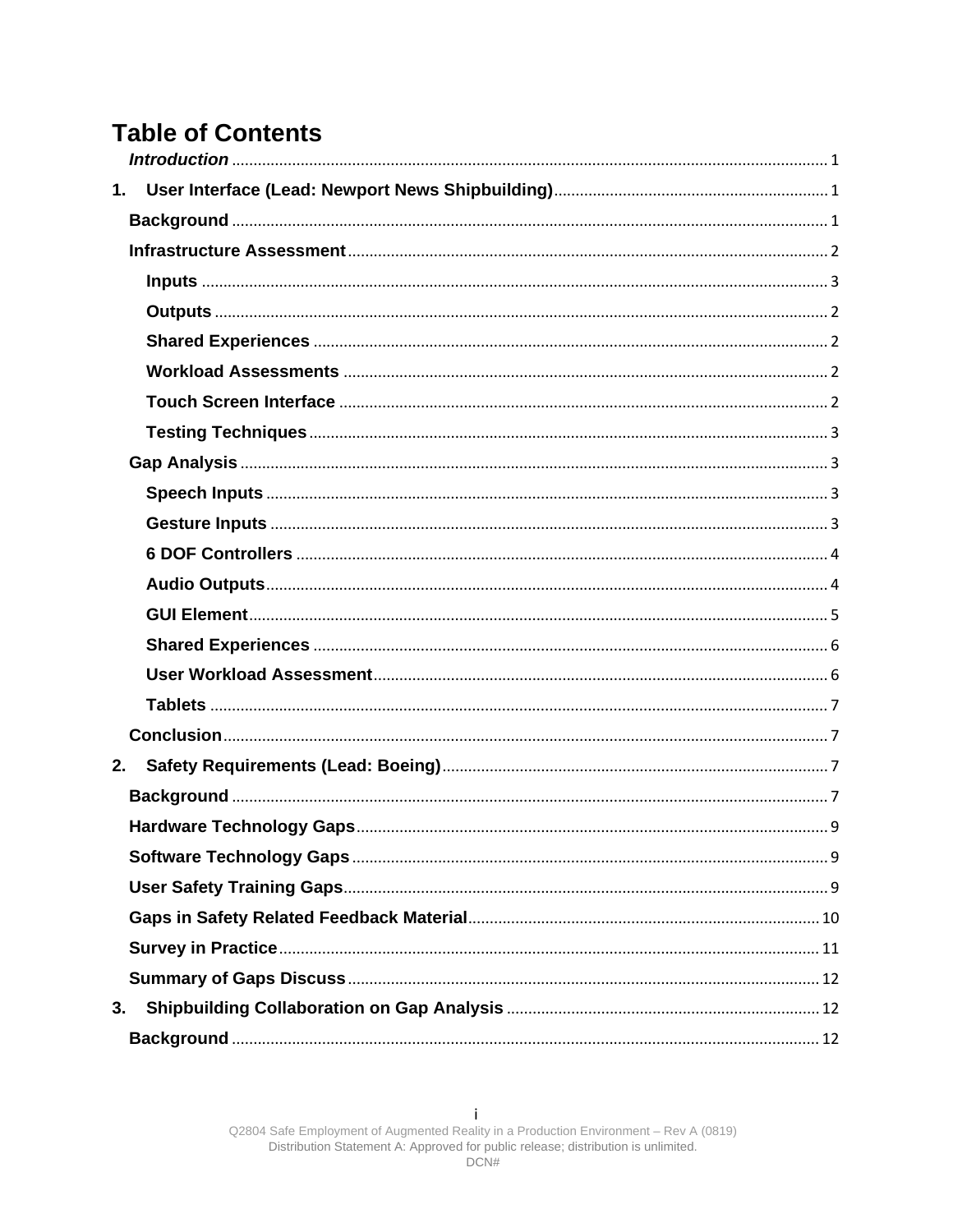# Table of Contents

*Introduction* ............................................................ 1

1. **User Interface (Lead: Newport News Shipbuilding)** ............................................................ 1

  **Background** ............................................................ 1

  **Infrastructure Assessment** ............................................................ 2

    **Inputs** ............................................................ 3

    **Outputs** ............................................................ 2

    **Shared Experiences** ............................................................ 2

    **Workload Assessments** ............................................................ 2

    **Touch Screen Interface** ............................................................ 2

    **Testing Techniques** ............................................................ 3

  **Gap Analysis** ............................................................ 3

    **Speech Inputs** ............................................................ 3

    **Gesture Inputs** ............................................................ 3

    **6 DOF Controllers** ............................................................ 4

    **Audio Outputs** ............................................................ 4

    **GUI Element** ............................................................ 5

    **Shared Experiences** ............................................................ 6

    **User Workload Assessment** ............................................................ 6

    **Tablets** ............................................................ 7

  **Conclusion** ............................................................ 7

2. **Safety Requirements (Lead: Boeing)** ............................................................ 7

  **Background** ............................................................ 7

  **Hardware Technology Gaps** ............................................................ 9

  **Software Technology Gaps** ............................................................ 9

  **User Safety Training Gaps** ............................................................ 9

  **Gaps in Safety Related Feedback Material** ............................................................ 10

  **Survey in Practice** ............................................................ 11

  **Summary of Gaps Discuss** ............................................................ 12

3. **Shipbuilding Collaboration on Gap Analysis** ............................................................ 12

  **Background** ............................................................ 12

Q2804 Safe Employment of Augmented Reality in a Production Environment – Rev A (0819)
Distribution Statement A: Approved for public release; distribution is unlimited.
DCN#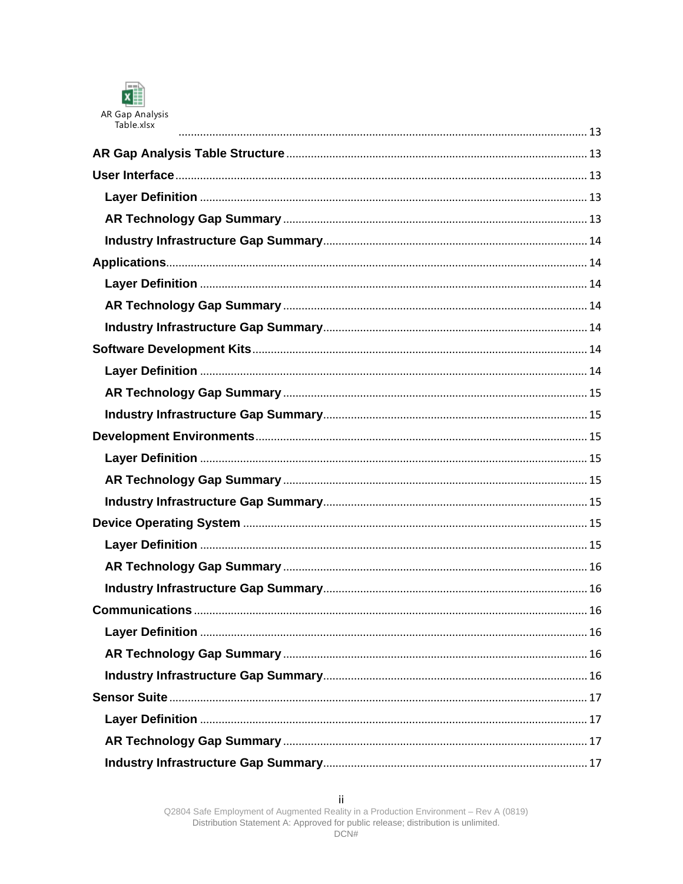AR Gap Analysis Table.xlsx ..................................................................................................................... 13

**AR Gap Analysis Table Structure** ..................................................................................... 13

**User Interface** ..................................................................................................................... 13

- **Layer Definition** ..................................................................................................... 13
- **AR Technology Gap Summary** ................................................................................. 13
- **Industry Infrastructure Gap Summary** ..................................................................... 14

**Applications** ....................................................................................................................... 14

- **Layer Definition** ..................................................................................................... 14
- **AR Technology Gap Summary** ................................................................................. 14
- **Industry Infrastructure Gap Summary** ..................................................................... 14

**Software Development Kits** ............................................................................................... 14

- **Layer Definition** ..................................................................................................... 14
- **AR Technology Gap Summary** ................................................................................. 15
- **Industry Infrastructure Gap Summary** ..................................................................... 15

**Development Environments** ............................................................................................... 15

- **Layer Definition** ..................................................................................................... 15
- **AR Technology Gap Summary** ................................................................................. 15
- **Industry Infrastructure Gap Summary** ..................................................................... 15

**Device Operating System** ................................................................................................... 15

- **Layer Definition** ..................................................................................................... 15
- **AR Technology Gap Summary** ................................................................................. 16
- **Industry Infrastructure Gap Summary** ..................................................................... 16

**Communications** ................................................................................................................. 16

- **Layer Definition** ..................................................................................................... 16
- **AR Technology Gap Summary** ................................................................................. 16
- **Industry Infrastructure Gap Summary** ..................................................................... 16

**Sensor Suite** ....................................................................................................................... 17

- **Layer Definition** ..................................................................................................... 17
- **AR Technology Gap Summary** ................................................................................. 17
- **Industry Infrastructure Gap Summary** ..................................................................... 17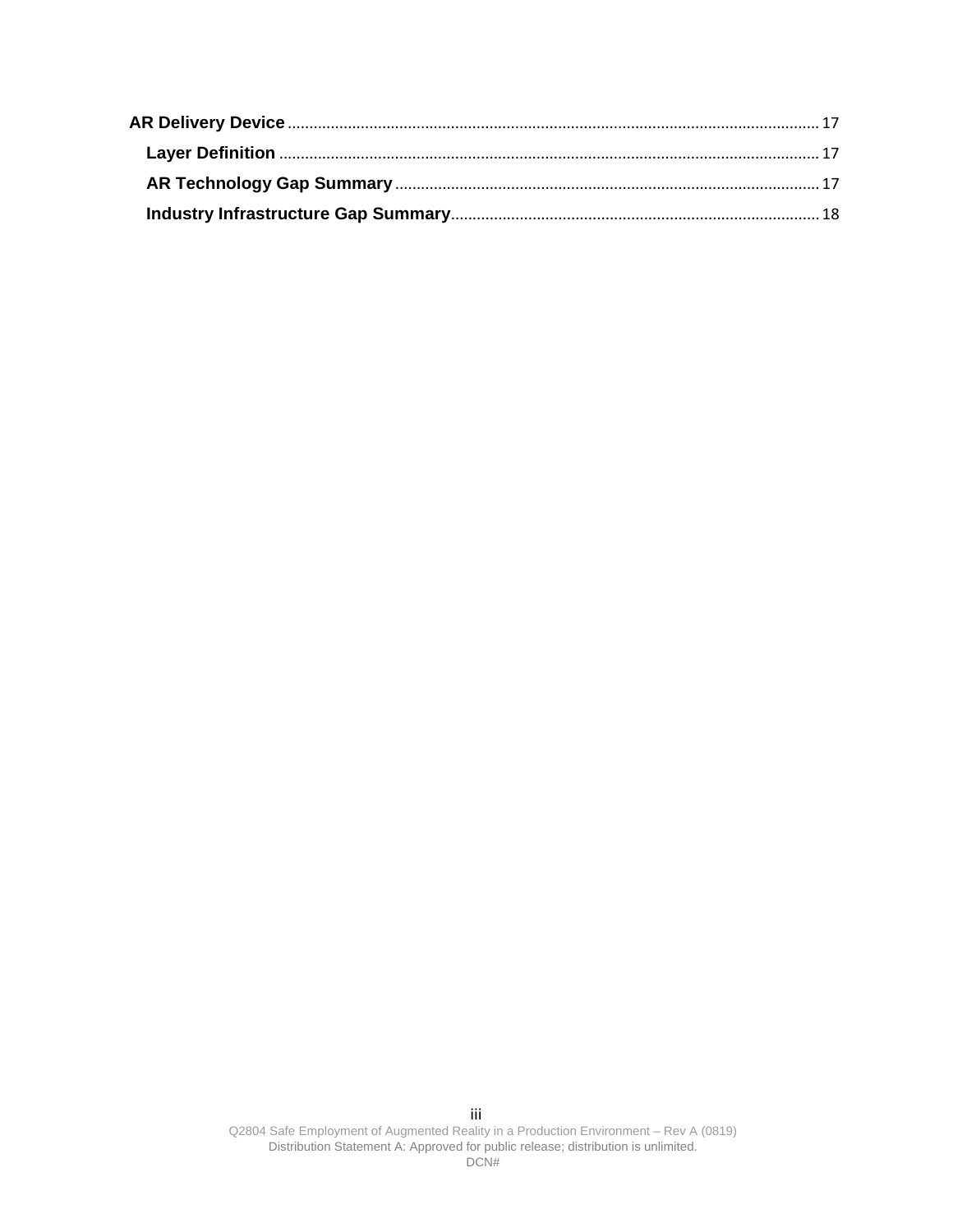AR Delivery Device ........................................................................................................................ 17

  Layer Definition ........................................................................................................................ 17

  AR Technology Gap Summary ................................................................................................. 17

  Industry Infrastructure Gap Summary..................................................................................... 18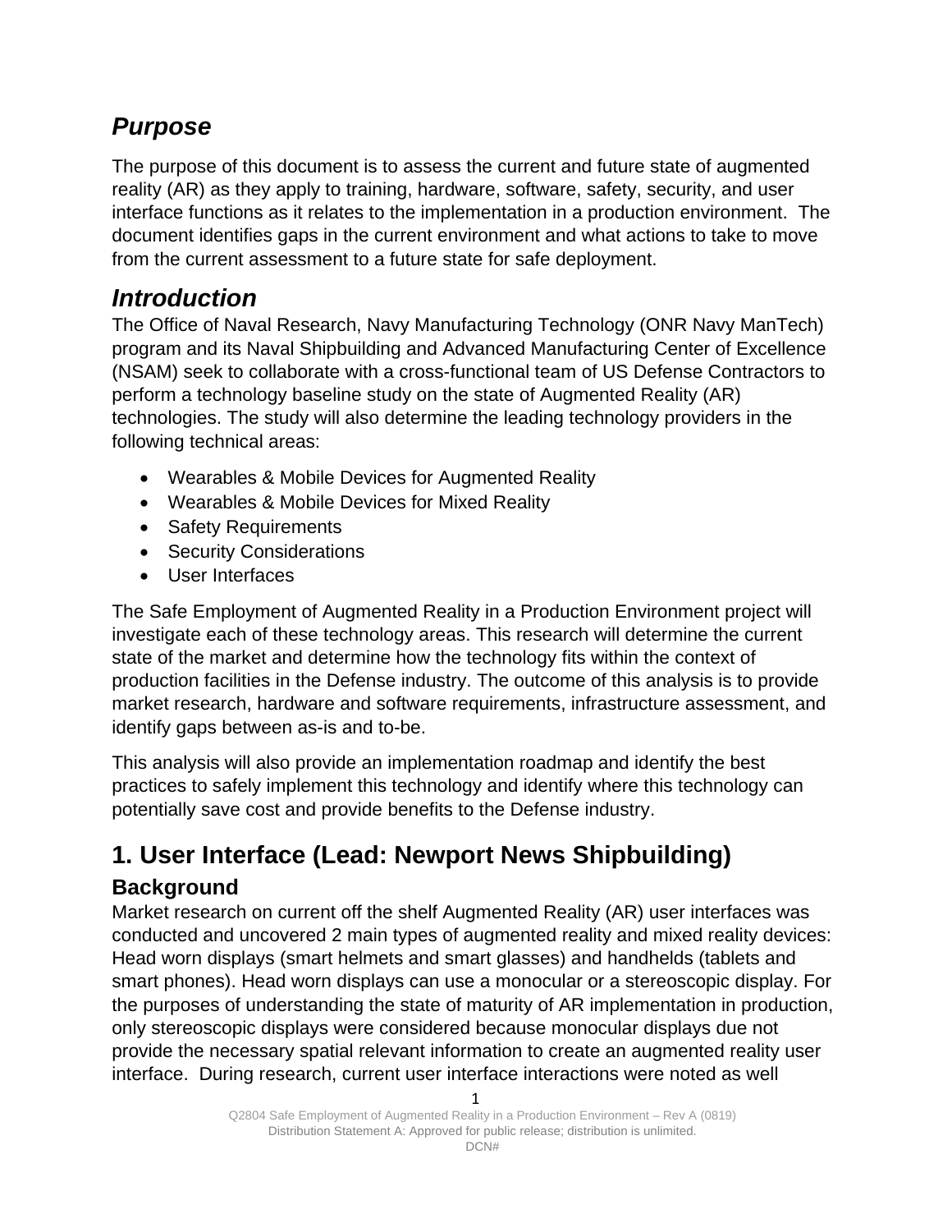## *Purpose*

The purpose of this document is to assess the current and future state of augmented reality (AR) as they apply to training, hardware, software, safety, security, and user interface functions as it relates to the implementation in a production environment. The document identifies gaps in the current environment and what actions to take to move from the current assessment to a future state for safe deployment.

## *Introduction*

The Office of Naval Research, Navy Manufacturing Technology (ONR Navy ManTech) program and its Naval Shipbuilding and Advanced Manufacturing Center of Excellence (NSAM) seek to collaborate with a cross-functional team of US Defense Contractors to perform a technology baseline study on the state of Augmented Reality (AR) technologies. The study will also determine the leading technology providers in the following technical areas:

- Wearables & Mobile Devices for Augmented Reality
- Wearables & Mobile Devices for Mixed Reality
- Safety Requirements
- Security Considerations
- User Interfaces

The Safe Employment of Augmented Reality in a Production Environment project will investigate each of these technology areas. This research will determine the current state of the market and determine how the technology fits within the context of production facilities in the Defense industry. The outcome of this analysis is to provide market research, hardware and software requirements, infrastructure assessment, and identify gaps between as-is and to-be.

This analysis will also provide an implementation roadmap and identify the best practices to safely implement this technology and identify where this technology can potentially save cost and provide benefits to the Defense industry.

# 1. User Interface (Lead: Newport News Shipbuilding)

### Background

Market research on current off the shelf Augmented Reality (AR) user interfaces was conducted and uncovered 2 main types of augmented reality and mixed reality devices: Head worn displays (smart helmets and smart glasses) and handhelds (tablets and smart phones). Head worn displays can use a monocular or a stereoscopic display. For the purposes of understanding the state of maturity of AR implementation in production, only stereoscopic displays were considered because monocular displays due not provide the necessary spatial relevant information to create an augmented reality user interface. During research, current user interface interactions were noted as well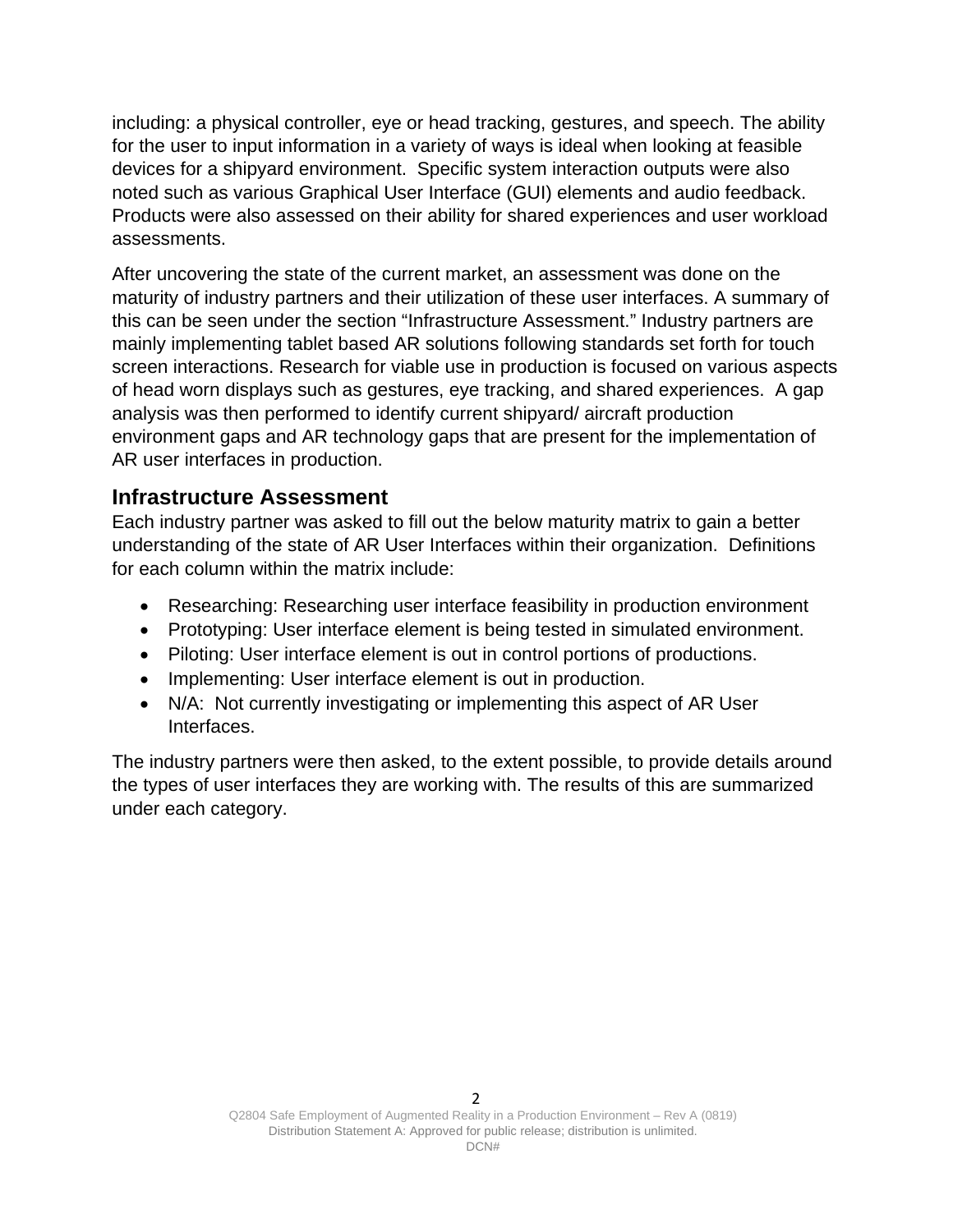including: a physical controller, eye or head tracking, gestures, and speech. The ability for the user to input information in a variety of ways is ideal when looking at feasible devices for a shipyard environment. Specific system interaction outputs were also noted such as various Graphical User Interface (GUI) elements and audio feedback. Products were also assessed on their ability for shared experiences and user workload assessments.

After uncovering the state of the current market, an assessment was done on the maturity of industry partners and their utilization of these user interfaces. A summary of this can be seen under the section "Infrastructure Assessment." Industry partners are mainly implementing tablet based AR solutions following standards set forth for touch screen interactions. Research for viable use in production is focused on various aspects of head worn displays such as gestures, eye tracking, and shared experiences. A gap analysis was then performed to identify current shipyard/ aircraft production environment gaps and AR technology gaps that are present for the implementation of AR user interfaces in production.

## Infrastructure Assessment

Each industry partner was asked to fill out the below maturity matrix to gain a better understanding of the state of AR User Interfaces within their organization. Definitions for each column within the matrix include:

- Researching: Researching user interface feasibility in production environment
- Prototyping: User interface element is being tested in simulated environment.
- Piloting: User interface element is out in control portions of productions.
- Implementing: User interface element is out in production.
- N/A: Not currently investigating or implementing this aspect of AR User Interfaces.

The industry partners were then asked, to the extent possible, to provide details around the types of user interfaces they are working with. The results of this are summarized under each category.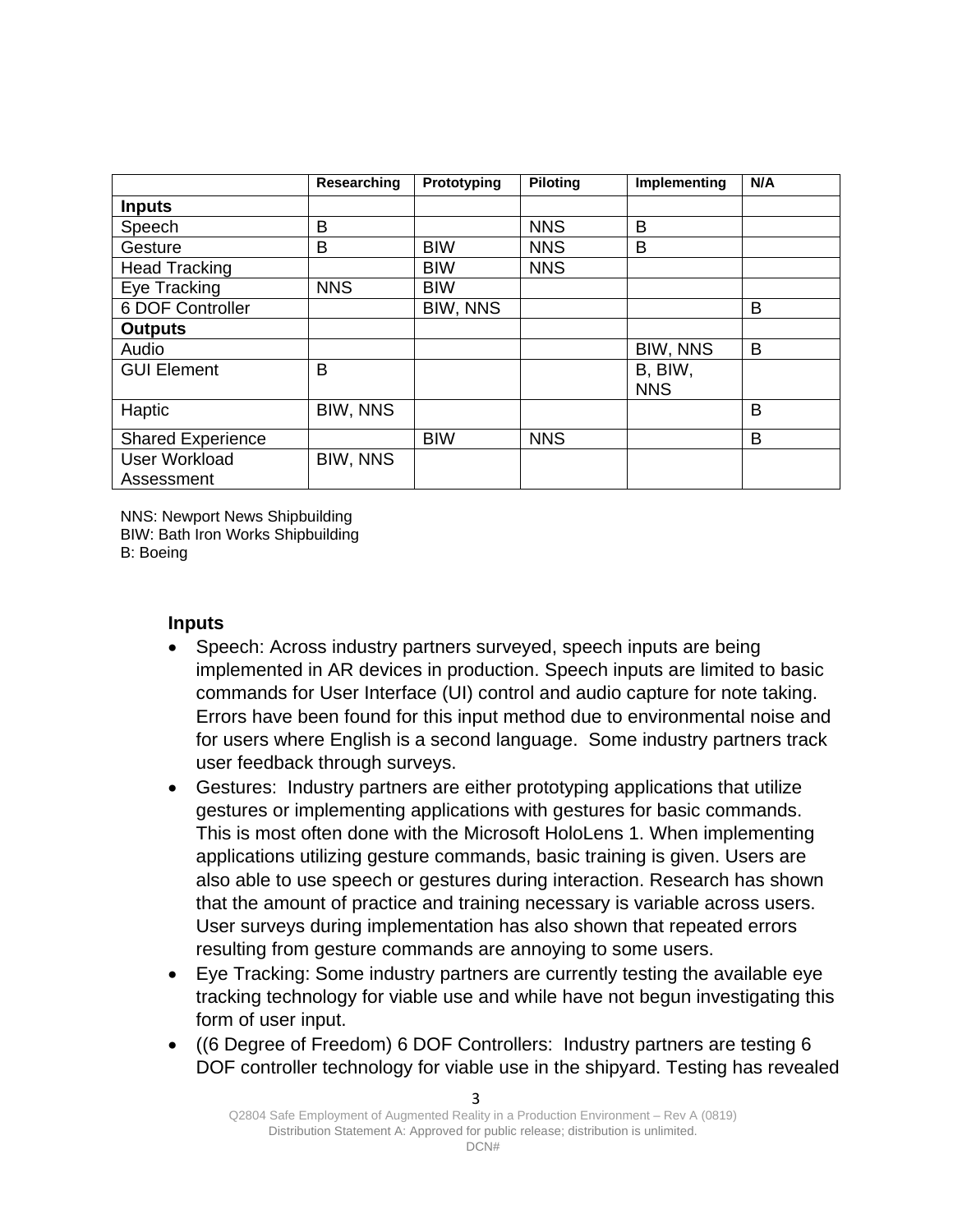| | Researching | Prototyping | Piloting | Implementing | N/A |
|---|---|---|---|---|---|
| **Inputs** | | | | | |
| Speech | B | | NNS | B | |
| Gesture | B | BIW | NNS | B | |
| Head Tracking | | BIW | NNS | | |
| Eye Tracking | NNS | BIW | | | |
| 6 DOF Controller | | BIW, NNS | | | B |
| **Outputs** | | | | | |
| Audio | | | | BIW, NNS | B |
| GUI Element | B | | | B, BIW, NNS | |
| Haptic | BIW, NNS | | | | B |
| Shared Experience | | BIW | NNS | | B |
| User Workload Assessment | BIW, NNS | | | | |

NNS: Newport News Shipbuilding
BIW: Bath Iron Works Shipbuilding
B: Boeing

**Inputs**

- Speech: Across industry partners surveyed, speech inputs are being implemented in AR devices in production. Speech inputs are limited to basic commands for User Interface (UI) control and audio capture for note taking. Errors have been found for this input method due to environmental noise and for users where English is a second language. Some industry partners track user feedback through surveys.
- Gestures: Industry partners are either prototyping applications that utilize gestures or implementing applications with gestures for basic commands. This is most often done with the Microsoft HoloLens 1. When implementing applications utilizing gesture commands, basic training is given. Users are also able to use speech or gestures during interaction. Research has shown that the amount of practice and training necessary is variable across users. User surveys during implementation has also shown that repeated errors resulting from gesture commands are annoying to some users.
- Eye Tracking: Some industry partners are currently testing the available eye tracking technology for viable use and while have not begun investigating this form of user input.
- ((6 Degree of Freedom) 6 DOF Controllers: Industry partners are testing 6 DOF controller technology for viable use in the shipyard. Testing has revealed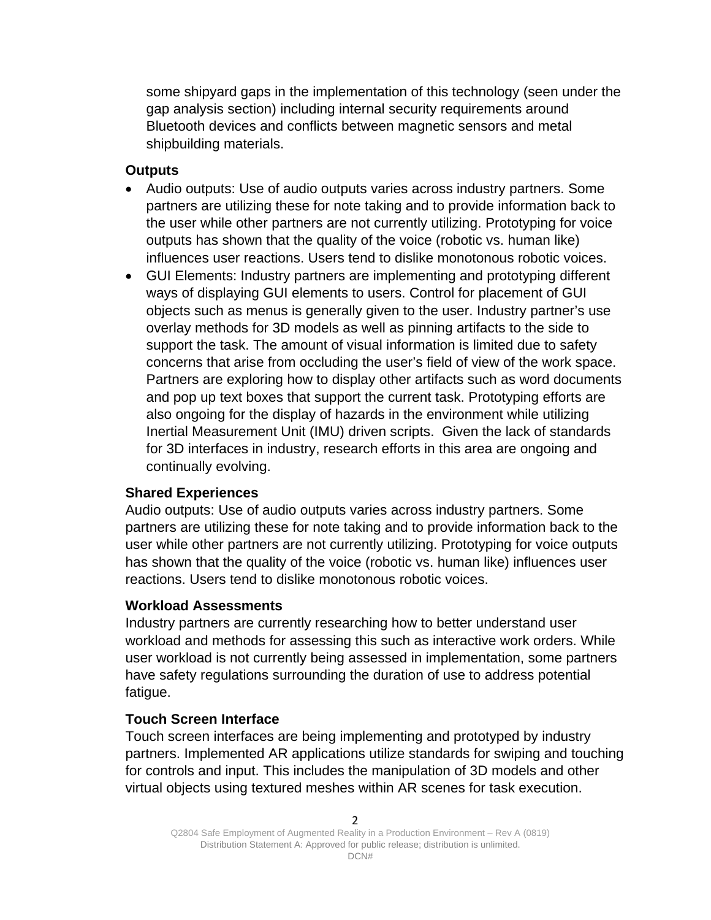some shipyard gaps in the implementation of this technology (seen under the gap analysis section) including internal security requirements around Bluetooth devices and conflicts between magnetic sensors and metal shipbuilding materials.

**Outputs**

- Audio outputs: Use of audio outputs varies across industry partners. Some partners are utilizing these for note taking and to provide information back to the user while other partners are not currently utilizing. Prototyping for voice outputs has shown that the quality of the voice (robotic vs. human like) influences user reactions. Users tend to dislike monotonous robotic voices.
- GUI Elements: Industry partners are implementing and prototyping different ways of displaying GUI elements to users. Control for placement of GUI objects such as menus is generally given to the user. Industry partner's use overlay methods for 3D models as well as pinning artifacts to the side to support the task. The amount of visual information is limited due to safety concerns that arise from occluding the user's field of view of the work space. Partners are exploring how to display other artifacts such as word documents and pop up text boxes that support the current task. Prototyping efforts are also ongoing for the display of hazards in the environment while utilizing Inertial Measurement Unit (IMU) driven scripts. Given the lack of standards for 3D interfaces in industry, research efforts in this area are ongoing and continually evolving.

**Shared Experiences**

Audio outputs: Use of audio outputs varies across industry partners. Some partners are utilizing these for note taking and to provide information back to the user while other partners are not currently utilizing. Prototyping for voice outputs has shown that the quality of the voice (robotic vs. human like) influences user reactions. Users tend to dislike monotonous robotic voices.

**Workload Assessments**

Industry partners are currently researching how to better understand user workload and methods for assessing this such as interactive work orders. While user workload is not currently being assessed in implementation, some partners have safety regulations surrounding the duration of use to address potential fatigue.

**Touch Screen Interface**

Touch screen interfaces are being implementing and prototyped by industry partners. Implemented AR applications utilize standards for swiping and touching for controls and input. This includes the manipulation of 3D models and other virtual objects using textured meshes within AR scenes for task execution.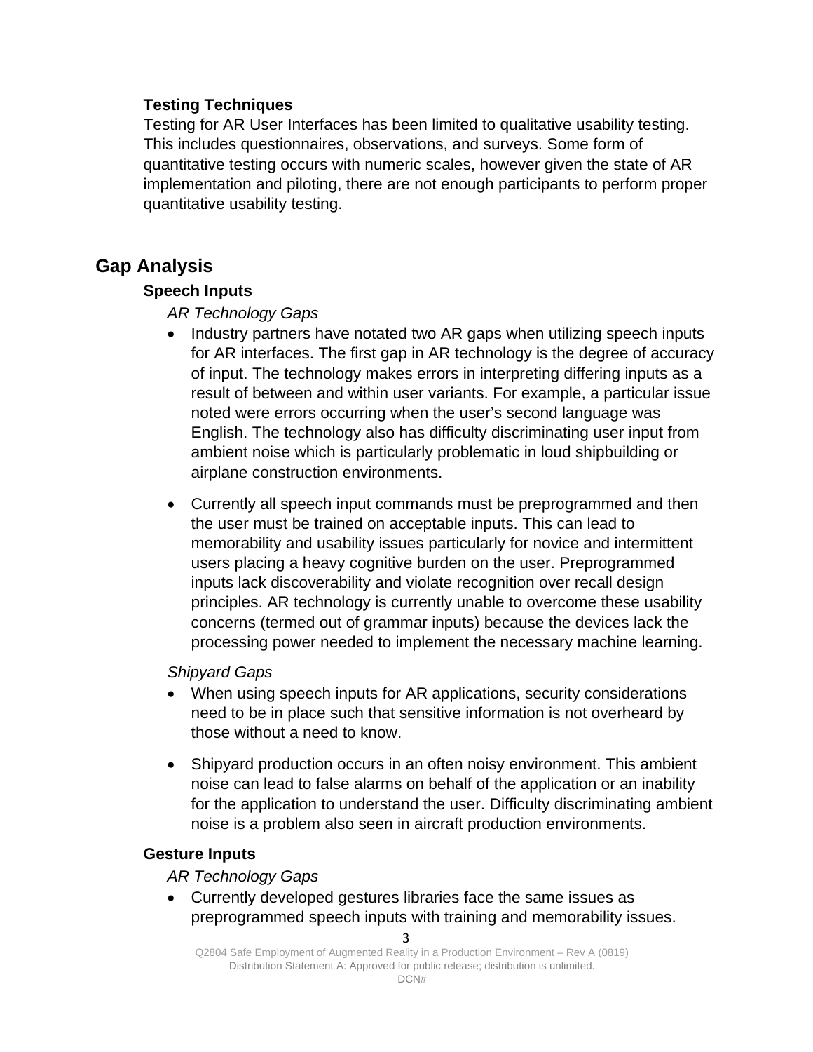### Testing Techniques

Testing for AR User Interfaces has been limited to qualitative usability testing. This includes questionnaires, observations, and surveys. Some form of quantitative testing occurs with numeric scales, however given the state of AR implementation and piloting, there are not enough participants to perform proper quantitative usability testing.

## Gap Analysis

### Speech Inputs

*AR Technology Gaps*

- Industry partners have notated two AR gaps when utilizing speech inputs for AR interfaces. The first gap in AR technology is the degree of accuracy of input. The technology makes errors in interpreting differing inputs as a result of between and within user variants. For example, a particular issue noted were errors occurring when the user's second language was English. The technology also has difficulty discriminating user input from ambient noise which is particularly problematic in loud shipbuilding or airplane construction environments.

- Currently all speech input commands must be preprogrammed and then the user must be trained on acceptable inputs. This can lead to memorability and usability issues particularly for novice and intermittent users placing a heavy cognitive burden on the user. Preprogrammed inputs lack discoverability and violate recognition over recall design principles. AR technology is currently unable to overcome these usability concerns (termed out of grammar inputs) because the devices lack the processing power needed to implement the necessary machine learning.

*Shipyard Gaps*

- When using speech inputs for AR applications, security considerations need to be in place such that sensitive information is not overheard by those without a need to know.

- Shipyard production occurs in an often noisy environment. This ambient noise can lead to false alarms on behalf of the application or an inability for the application to understand the user. Difficulty discriminating ambient noise is a problem also seen in aircraft production environments.

### Gesture Inputs

*AR Technology Gaps*

- Currently developed gestures libraries face the same issues as preprogrammed speech inputs with training and memorability issues.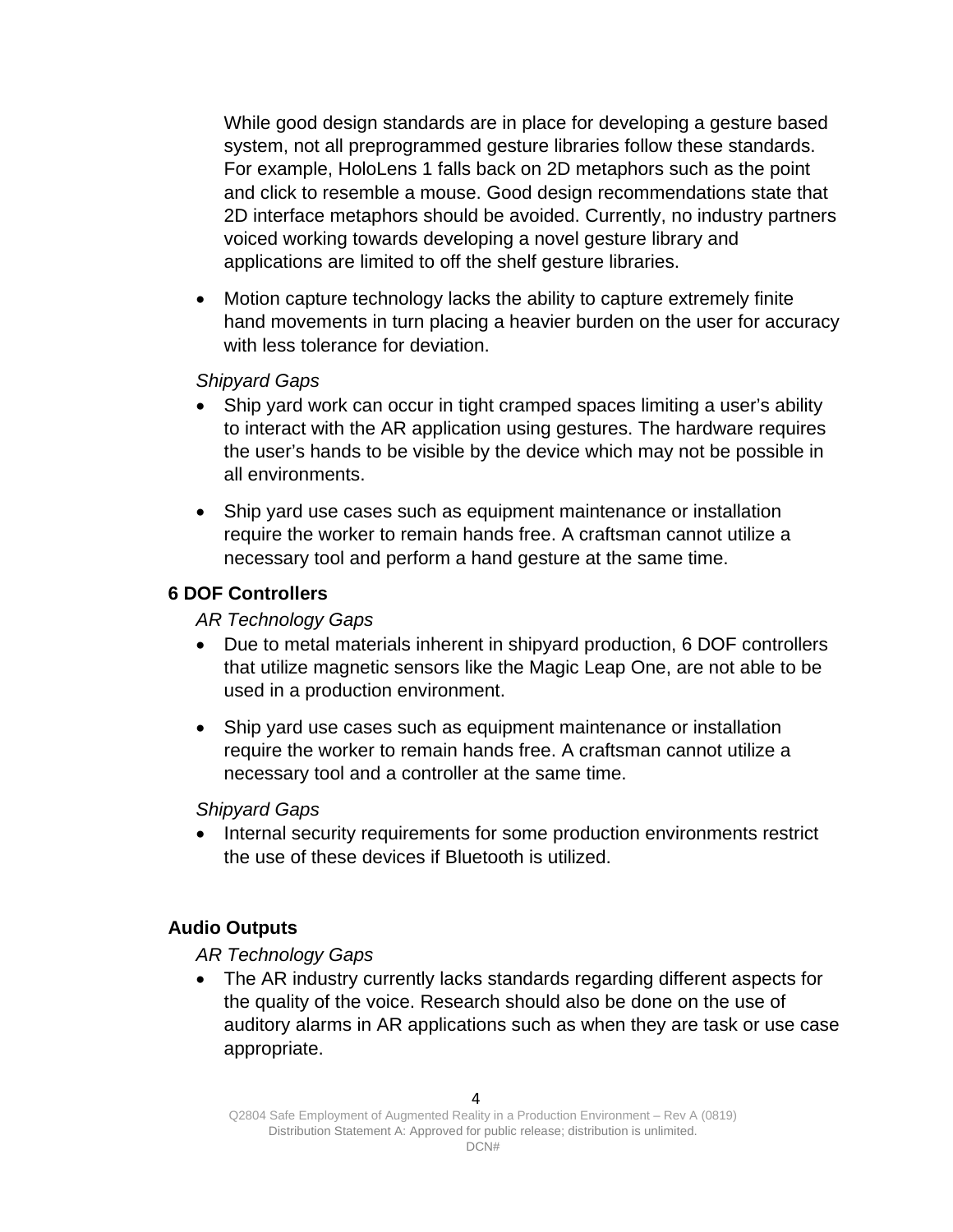While good design standards are in place for developing a gesture based system, not all preprogrammed gesture libraries follow these standards. For example, HoloLens 1 falls back on 2D metaphors such as the point and click to resemble a mouse. Good design recommendations state that 2D interface metaphors should be avoided. Currently, no industry partners voiced working towards developing a novel gesture library and applications are limited to off the shelf gesture libraries.

- Motion capture technology lacks the ability to capture extremely finite hand movements in turn placing a heavier burden on the user for accuracy with less tolerance for deviation.

*Shipyard Gaps*

- Ship yard work can occur in tight cramped spaces limiting a user's ability to interact with the AR application using gestures. The hardware requires the user's hands to be visible by the device which may not be possible in all environments.
- Ship yard use cases such as equipment maintenance or installation require the worker to remain hands free. A craftsman cannot utilize a necessary tool and perform a hand gesture at the same time.

**6 DOF Controllers**

*AR Technology Gaps*

- Due to metal materials inherent in shipyard production, 6 DOF controllers that utilize magnetic sensors like the Magic Leap One, are not able to be used in a production environment.
- Ship yard use cases such as equipment maintenance or installation require the worker to remain hands free. A craftsman cannot utilize a necessary tool and a controller at the same time.

*Shipyard Gaps*

- Internal security requirements for some production environments restrict the use of these devices if Bluetooth is utilized.

**Audio Outputs**

*AR Technology Gaps*

- The AR industry currently lacks standards regarding different aspects for the quality of the voice. Research should also be done on the use of auditory alarms in AR applications such as when they are task or use case appropriate.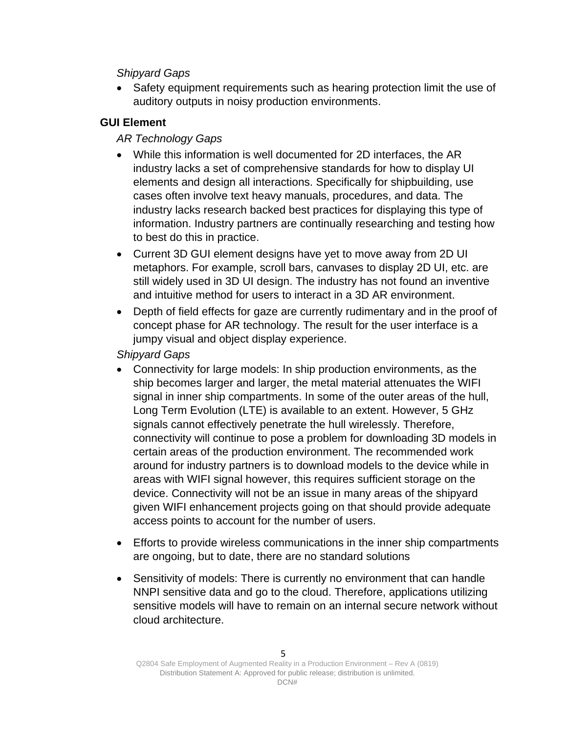*Shipyard Gaps*

- Safety equipment requirements such as hearing protection limit the use of auditory outputs in noisy production environments.

**GUI Element**

*AR Technology Gaps*

- While this information is well documented for 2D interfaces, the AR industry lacks a set of comprehensive standards for how to display UI elements and design all interactions. Specifically for shipbuilding, use cases often involve text heavy manuals, procedures, and data. The industry lacks research backed best practices for displaying this type of information. Industry partners are continually researching and testing how to best do this in practice.
- Current 3D GUI element designs have yet to move away from 2D UI metaphors. For example, scroll bars, canvases to display 2D UI, etc. are still widely used in 3D UI design. The industry has not found an inventive and intuitive method for users to interact in a 3D AR environment.
- Depth of field effects for gaze are currently rudimentary and in the proof of concept phase for AR technology. The result for the user interface is a jumpy visual and object display experience.

*Shipyard Gaps*

- Connectivity for large models: In ship production environments, as the ship becomes larger and larger, the metal material attenuates the WIFI signal in inner ship compartments. In some of the outer areas of the hull, Long Term Evolution (LTE) is available to an extent. However, 5 GHz signals cannot effectively penetrate the hull wirelessly. Therefore, connectivity will continue to pose a problem for downloading 3D models in certain areas of the production environment. The recommended work around for industry partners is to download models to the device while in areas with WIFI signal however, this requires sufficient storage on the device. Connectivity will not be an issue in many areas of the shipyard given WIFI enhancement projects going on that should provide adequate access points to account for the number of users.
- Efforts to provide wireless communications in the inner ship compartments are ongoing, but to date, there are no standard solutions
- Sensitivity of models: There is currently no environment that can handle NNPI sensitive data and go to the cloud. Therefore, applications utilizing sensitive models will have to remain on an internal secure network without cloud architecture.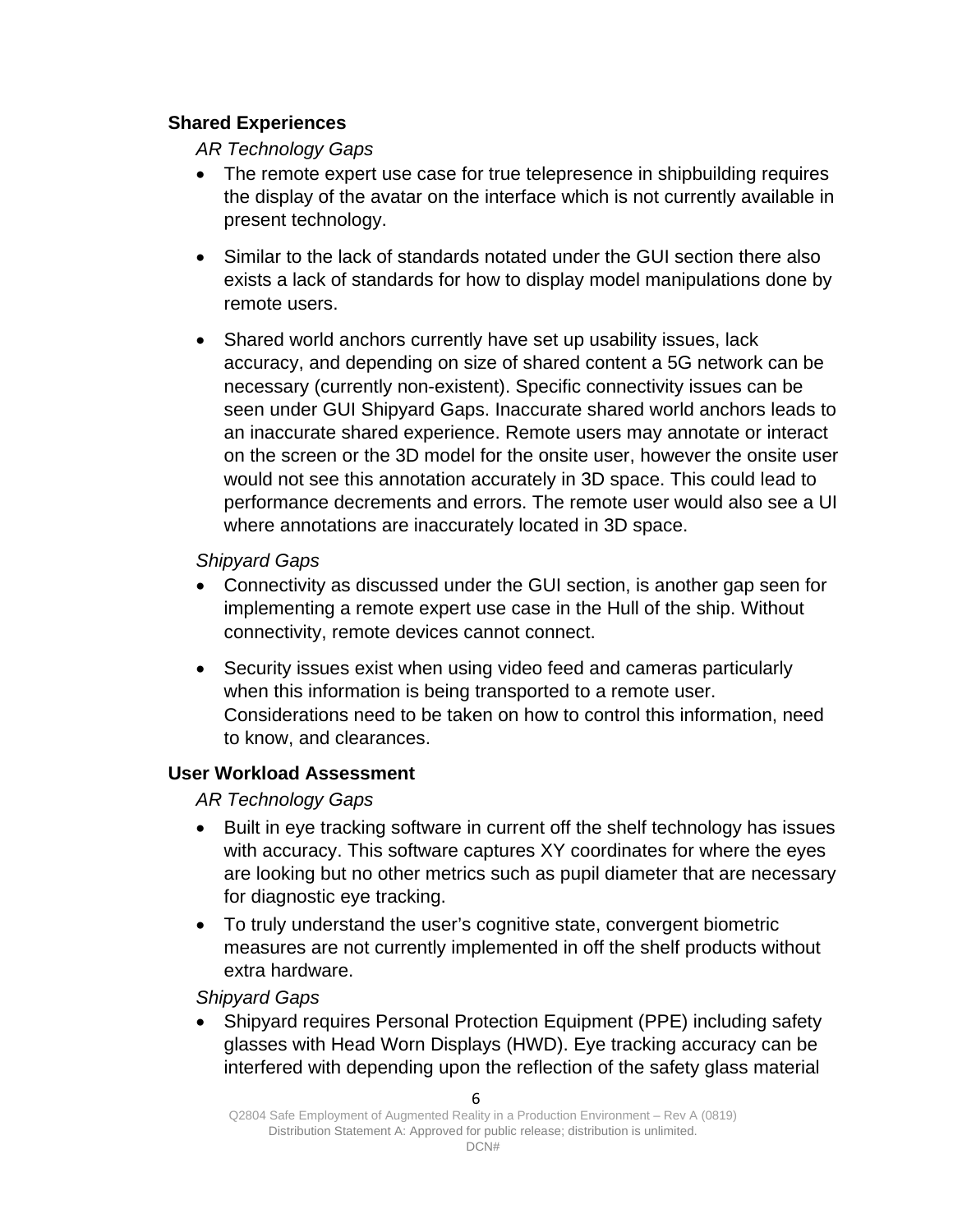**Shared Experiences**

*AR Technology Gaps*

- The remote expert use case for true telepresence in shipbuilding requires the display of the avatar on the interface which is not currently available in present technology.

- Similar to the lack of standards notated under the GUI section there also exists a lack of standards for how to display model manipulations done by remote users.

- Shared world anchors currently have set up usability issues, lack accuracy, and depending on size of shared content a 5G network can be necessary (currently non-existent). Specific connectivity issues can be seen under GUI Shipyard Gaps. Inaccurate shared world anchors leads to an inaccurate shared experience. Remote users may annotate or interact on the screen or the 3D model for the onsite user, however the onsite user would not see this annotation accurately in 3D space. This could lead to performance decrements and errors. The remote user would also see a UI where annotations are inaccurately located in 3D space.

*Shipyard Gaps*

- Connectivity as discussed under the GUI section, is another gap seen for implementing a remote expert use case in the Hull of the ship. Without connectivity, remote devices cannot connect.

- Security issues exist when using video feed and cameras particularly when this information is being transported to a remote user. Considerations need to be taken on how to control this information, need to know, and clearances.

**User Workload Assessment**

*AR Technology Gaps*

- Built in eye tracking software in current off the shelf technology has issues with accuracy. This software captures XY coordinates for where the eyes are looking but no other metrics such as pupil diameter that are necessary for diagnostic eye tracking.
- To truly understand the user's cognitive state, convergent biometric measures are not currently implemented in off the shelf products without extra hardware.

*Shipyard Gaps*

- Shipyard requires Personal Protection Equipment (PPE) including safety glasses with Head Worn Displays (HWD). Eye tracking accuracy can be interfered with depending upon the reflection of the safety glass material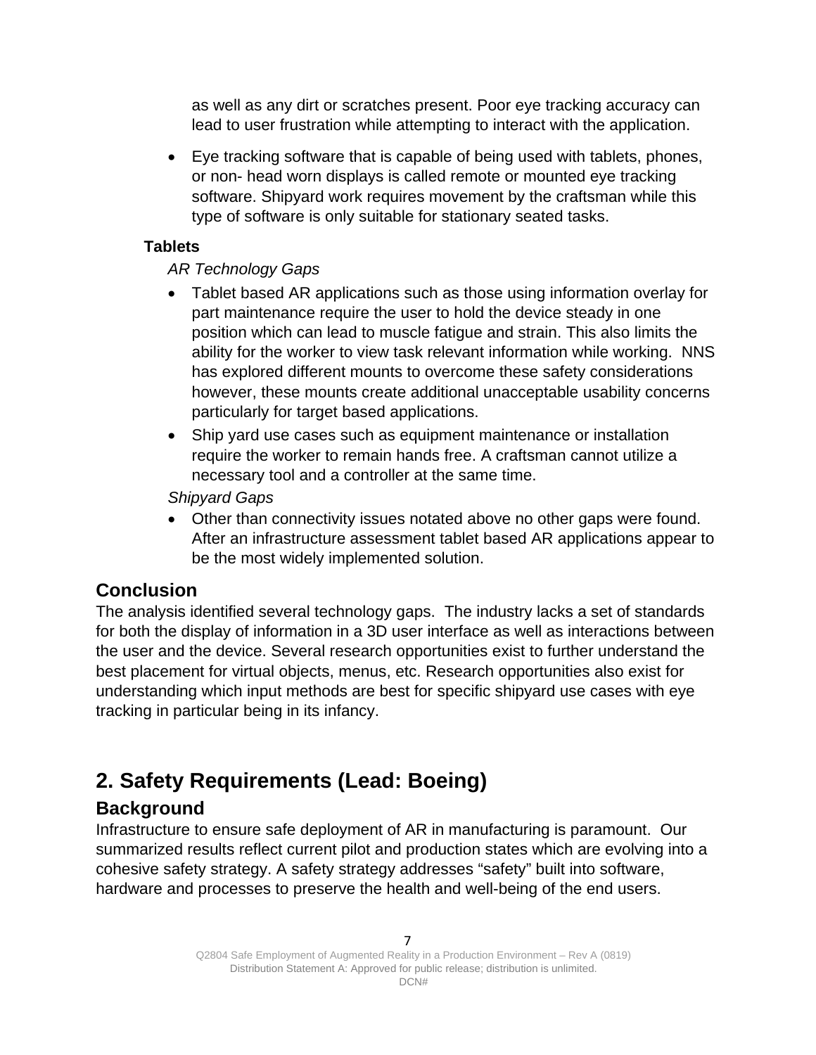as well as any dirt or scratches present. Poor eye tracking accuracy can lead to user frustration while attempting to interact with the application.

- Eye tracking software that is capable of being used with tablets, phones, or non- head worn displays is called remote or mounted eye tracking software. Shipyard work requires movement by the craftsman while this type of software is only suitable for stationary seated tasks.

**Tablets**

*AR Technology Gaps*

- Tablet based AR applications such as those using information overlay for part maintenance require the user to hold the device steady in one position which can lead to muscle fatigue and strain. This also limits the ability for the worker to view task relevant information while working. NNS has explored different mounts to overcome these safety considerations however, these mounts create additional unacceptable usability concerns particularly for target based applications.
- Ship yard use cases such as equipment maintenance or installation require the worker to remain hands free. A craftsman cannot utilize a necessary tool and a controller at the same time.

*Shipyard Gaps*

- Other than connectivity issues notated above no other gaps were found. After an infrastructure assessment tablet based AR applications appear to be the most widely implemented solution.

## Conclusion

The analysis identified several technology gaps. The industry lacks a set of standards for both the display of information in a 3D user interface as well as interactions between the user and the device. Several research opportunities exist to further understand the best placement for virtual objects, menus, etc. Research opportunities also exist for understanding which input methods are best for specific shipyard use cases with eye tracking in particular being in its infancy.

# 2. Safety Requirements (Lead: Boeing)

## Background

Infrastructure to ensure safe deployment of AR in manufacturing is paramount. Our summarized results reflect current pilot and production states which are evolving into a cohesive safety strategy. A safety strategy addresses "safety" built into software, hardware and processes to preserve the health and well-being of the end users.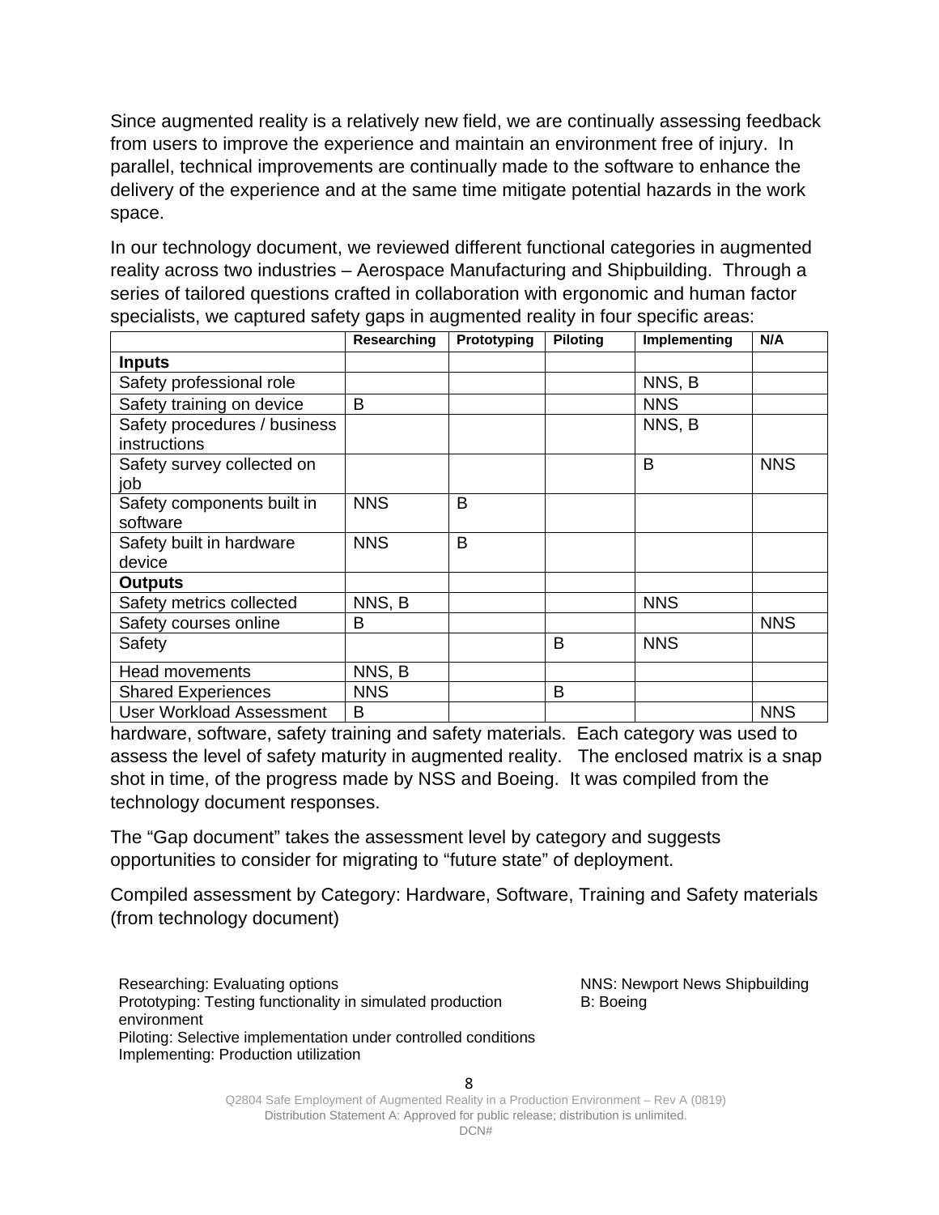Since augmented reality is a relatively new field, we are continually assessing feedback from users to improve the experience and maintain an environment free of injury. In parallel, technical improvements are continually made to the software to enhance the delivery of the experience and at the same time mitigate potential hazards in the work space.

In our technology document, we reviewed different functional categories in augmented reality across two industries – Aerospace Manufacturing and Shipbuilding. Through a series of tailored questions crafted in collaboration with ergonomic and human factor specialists, we captured safety gaps in augmented reality in four specific areas:

| | Researching | Prototyping | Piloting | Implementing | N/A |
|---|---|---|---|---|---|
| **Inputs** | | | | | |
| Safety professional role | | | | NNS, B | |
| Safety training on device | B | | | NNS | |
| Safety procedures / business instructions | | | | NNS, B | |
| Safety survey collected on job | | | | B | NNS |
| Safety components built in software | NNS | B | | | |
| Safety built in hardware device | NNS | B | | | |
| **Outputs** | | | | | |
| Safety metrics collected | NNS, B | | | NNS | |
| Safety courses online | B | | | | NNS |
| Safety | | | B | NNS | |
| Head movements | NNS, B | | | | |
| Shared Experiences | NNS | | B | | |
| User Workload Assessment | B | | | | NNS |

hardware, software, safety training and safety materials. Each category was used to assess the level of safety maturity in augmented reality. The enclosed matrix is a snap shot in time, of the progress made by NSS and Boeing. It was compiled from the technology document responses.

The "Gap document" takes the assessment level by category and suggests opportunities to consider for migrating to "future state" of deployment.

Compiled assessment by Category: Hardware, Software, Training and Safety materials (from technology document)

Researching: Evaluating options
Prototyping: Testing functionality in simulated production environment
Piloting: Selective implementation under controlled conditions
Implementing: Production utilization

NNS: Newport News Shipbuilding
B: Boeing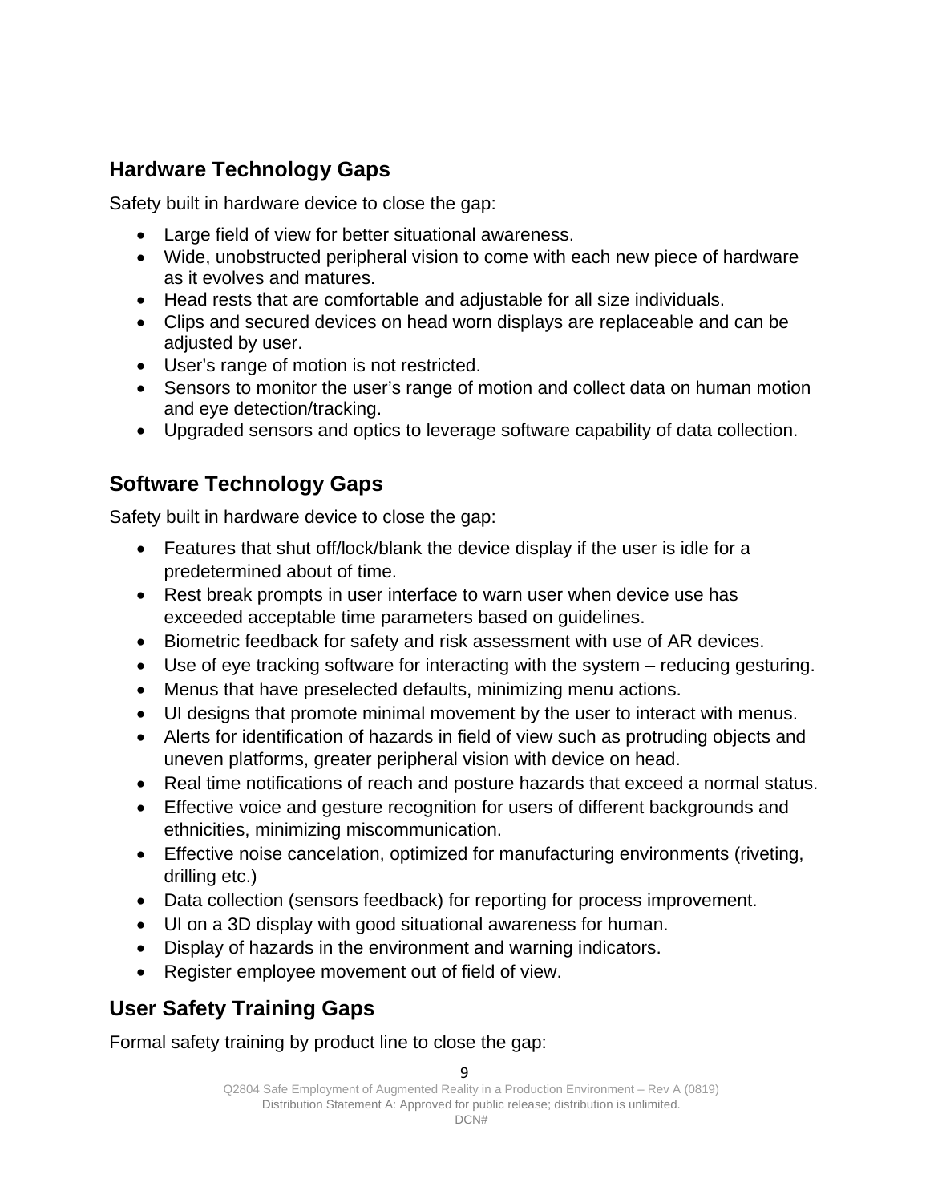## Hardware Technology Gaps

Safety built in hardware device to close the gap:

- Large field of view for better situational awareness.
- Wide, unobstructed peripheral vision to come with each new piece of hardware as it evolves and matures.
- Head rests that are comfortable and adjustable for all size individuals.
- Clips and secured devices on head worn displays are replaceable and can be adjusted by user.
- User's range of motion is not restricted.
- Sensors to monitor the user's range of motion and collect data on human motion and eye detection/tracking.
- Upgraded sensors and optics to leverage software capability of data collection.

## Software Technology Gaps

Safety built in hardware device to close the gap:

- Features that shut off/lock/blank the device display if the user is idle for a predetermined about of time.
- Rest break prompts in user interface to warn user when device use has exceeded acceptable time parameters based on guidelines.
- Biometric feedback for safety and risk assessment with use of AR devices.
- Use of eye tracking software for interacting with the system – reducing gesturing.
- Menus that have preselected defaults, minimizing menu actions.
- UI designs that promote minimal movement by the user to interact with menus.
- Alerts for identification of hazards in field of view such as protruding objects and uneven platforms, greater peripheral vision with device on head.
- Real time notifications of reach and posture hazards that exceed a normal status.
- Effective voice and gesture recognition for users of different backgrounds and ethnicities, minimizing miscommunication.
- Effective noise cancelation, optimized for manufacturing environments (riveting, drilling etc.)
- Data collection (sensors feedback) for reporting for process improvement.
- UI on a 3D display with good situational awareness for human.
- Display of hazards in the environment and warning indicators.
- Register employee movement out of field of view.

## User Safety Training Gaps

Formal safety training by product line to close the gap: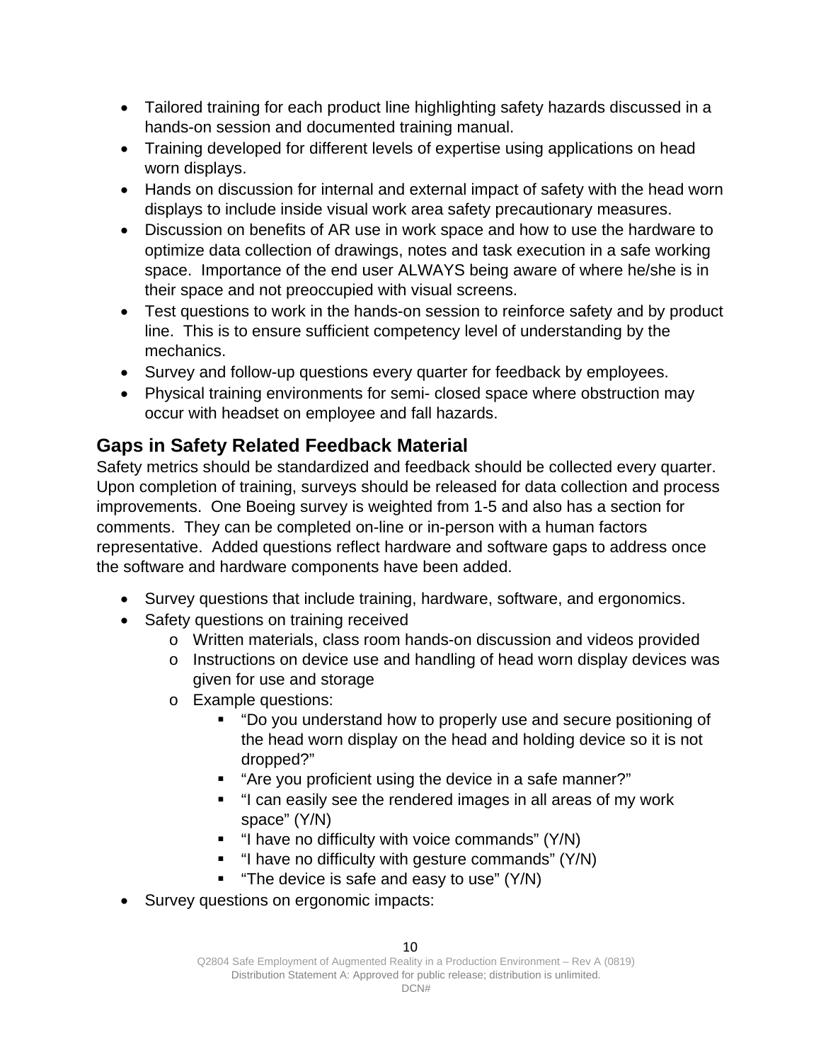- Tailored training for each product line highlighting safety hazards discussed in a hands-on session and documented training manual.
- Training developed for different levels of expertise using applications on head worn displays.
- Hands on discussion for internal and external impact of safety with the head worn displays to include inside visual work area safety precautionary measures.
- Discussion on benefits of AR use in work space and how to use the hardware to optimize data collection of drawings, notes and task execution in a safe working space. Importance of the end user ALWAYS being aware of where he/she is in their space and not preoccupied with visual screens.
- Test questions to work in the hands-on session to reinforce safety and by product line. This is to ensure sufficient competency level of understanding by the mechanics.
- Survey and follow-up questions every quarter for feedback by employees.
- Physical training environments for semi- closed space where obstruction may occur with headset on employee and fall hazards.

## Gaps in Safety Related Feedback Material

Safety metrics should be standardized and feedback should be collected every quarter. Upon completion of training, surveys should be released for data collection and process improvements. One Boeing survey is weighted from 1-5 and also has a section for comments. They can be completed on-line or in-person with a human factors representative. Added questions reflect hardware and software gaps to address once the software and hardware components have been added.

- Survey questions that include training, hardware, software, and ergonomics.
- Safety questions on training received
  - Written materials, class room hands-on discussion and videos provided
  - Instructions on device use and handling of head worn display devices was given for use and storage
  - Example questions:
    - “Do you understand how to properly use and secure positioning of the head worn display on the head and holding device so it is not dropped?”
    - “Are you proficient using the device in a safe manner?”
    - “I can easily see the rendered images in all areas of my work space” (Y/N)
    - “I have no difficulty with voice commands” (Y/N)
    - “I have no difficulty with gesture commands” (Y/N)
    - “The device is safe and easy to use” (Y/N)
- Survey questions on ergonomic impacts: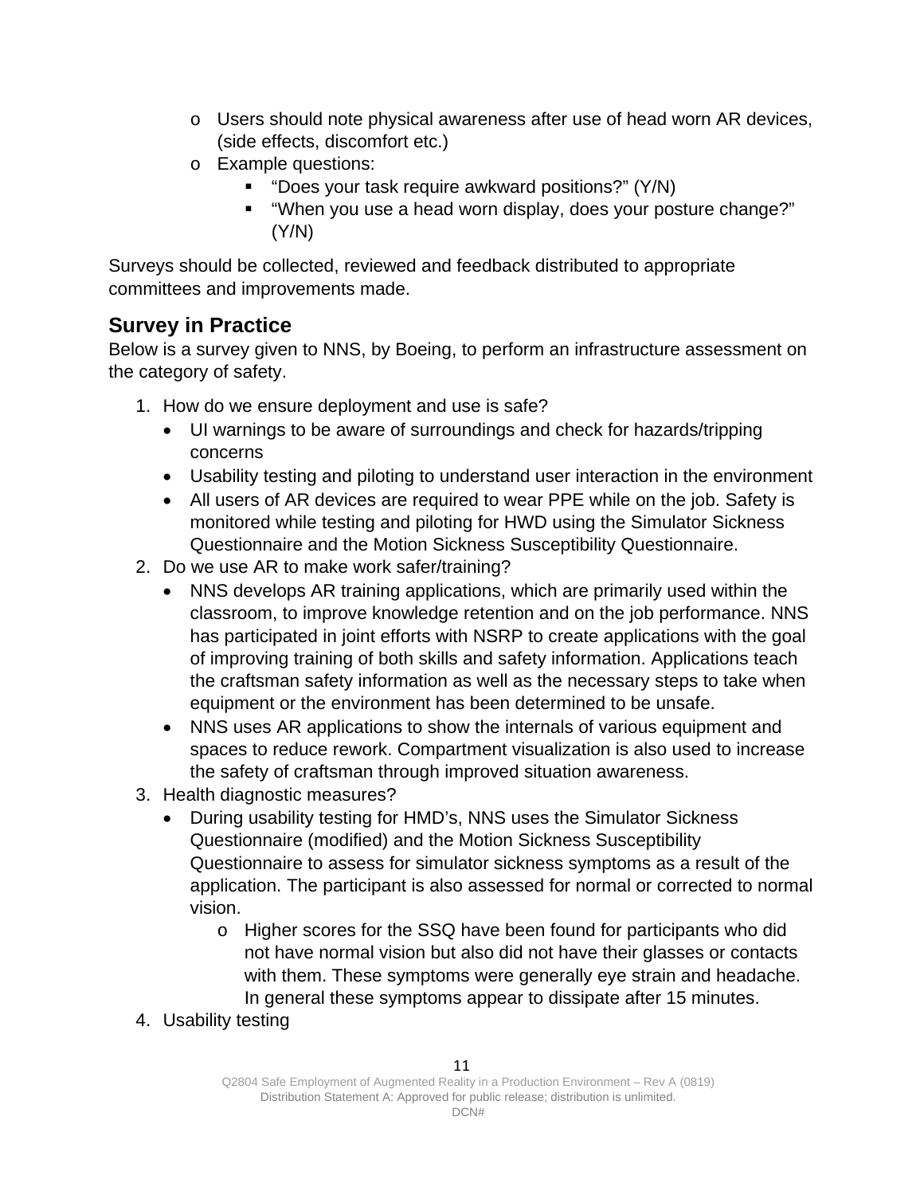- Users should note physical awareness after use of head worn AR devices, (side effects, discomfort etc.)
  - Example questions:
    - "Does your task require awkward positions?" (Y/N)
    - "When you use a head worn display, does your posture change?" (Y/N)

Surveys should be collected, reviewed and feedback distributed to appropriate committees and improvements made.

## Survey in Practice

Below is a survey given to NNS, by Boeing, to perform an infrastructure assessment on the category of safety.

1. How do we ensure deployment and use is safe?
   - UI warnings to be aware of surroundings and check for hazards/tripping concerns
   - Usability testing and piloting to understand user interaction in the environment
   - All users of AR devices are required to wear PPE while on the job. Safety is monitored while testing and piloting for HWD using the Simulator Sickness Questionnaire and the Motion Sickness Susceptibility Questionnaire.
2. Do we use AR to make work safer/training?
   - NNS develops AR training applications, which are primarily used within the classroom, to improve knowledge retention and on the job performance. NNS has participated in joint efforts with NSRP to create applications with the goal of improving training of both skills and safety information. Applications teach the craftsman safety information as well as the necessary steps to take when equipment or the environment has been determined to be unsafe.
   - NNS uses AR applications to show the internals of various equipment and spaces to reduce rework. Compartment visualization is also used to increase the safety of craftsman through improved situation awareness.
3. Health diagnostic measures?
   - During usability testing for HMD's, NNS uses the Simulator Sickness Questionnaire (modified) and the Motion Sickness Susceptibility Questionnaire to assess for simulator sickness symptoms as a result of the application. The participant is also assessed for normal or corrected to normal vision.
     - Higher scores for the SSQ have been found for participants who did not have normal vision but also did not have their glasses or contacts with them. These symptoms were generally eye strain and headache. In general these symptoms appear to dissipate after 15 minutes.
4. Usability testing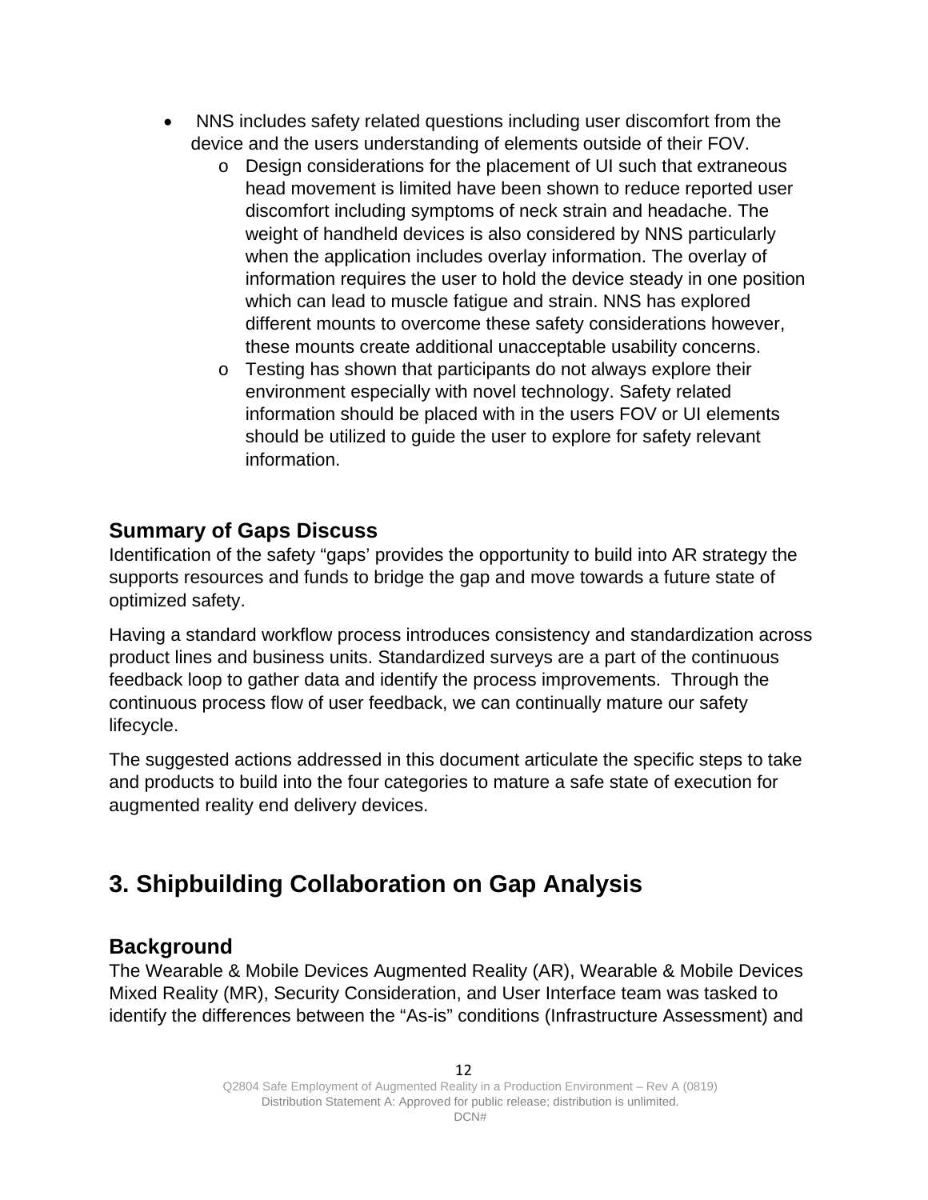- NNS includes safety related questions including user discomfort from the device and the users understanding of elements outside of their FOV.
  - Design considerations for the placement of UI such that extraneous head movement is limited have been shown to reduce reported user discomfort including symptoms of neck strain and headache. The weight of handheld devices is also considered by NNS particularly when the application includes overlay information. The overlay of information requires the user to hold the device steady in one position which can lead to muscle fatigue and strain. NNS has explored different mounts to overcome these safety considerations however, these mounts create additional unacceptable usability concerns.
  - Testing has shown that participants do not always explore their environment especially with novel technology. Safety related information should be placed with in the users FOV or UI elements should be utilized to guide the user to explore for safety relevant information.

### Summary of Gaps Discuss

Identification of the safety "gaps' provides the opportunity to build into AR strategy the supports resources and funds to bridge the gap and move towards a future state of optimized safety.

Having a standard workflow process introduces consistency and standardization across product lines and business units. Standardized surveys are a part of the continuous feedback loop to gather data and identify the process improvements. Through the continuous process flow of user feedback, we can continually mature our safety lifecycle.

The suggested actions addressed in this document articulate the specific steps to take and products to build into the four categories to mature a safe state of execution for augmented reality end delivery devices.

## 3. Shipbuilding Collaboration on Gap Analysis

### Background

The Wearable & Mobile Devices Augmented Reality (AR), Wearable & Mobile Devices Mixed Reality (MR), Security Consideration, and User Interface team was tasked to identify the differences between the "As-is" conditions (Infrastructure Assessment) and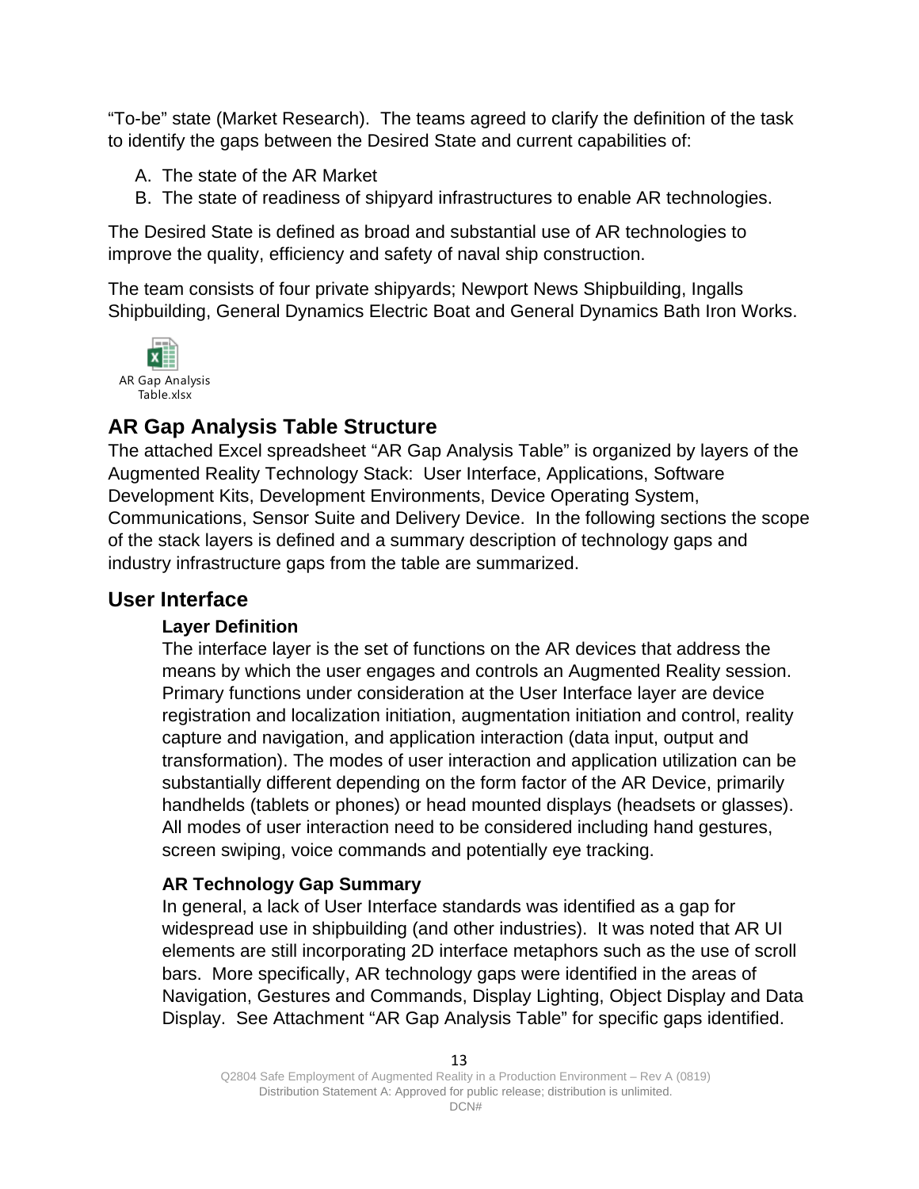"To-be" state (Market Research). The teams agreed to clarify the definition of the task to identify the gaps between the Desired State and current capabilities of:

A. The state of the AR Market
B. The state of readiness of shipyard infrastructures to enable AR technologies.

The Desired State is defined as broad and substantial use of AR technologies to improve the quality, efficiency and safety of naval ship construction.

The team consists of four private shipyards; Newport News Shipbuilding, Ingalls Shipbuilding, General Dynamics Electric Boat and General Dynamics Bath Iron Works.

AR Gap Analysis Table.xlsx

## AR Gap Analysis Table Structure

The attached Excel spreadsheet "AR Gap Analysis Table" is organized by layers of the Augmented Reality Technology Stack: User Interface, Applications, Software Development Kits, Development Environments, Device Operating System, Communications, Sensor Suite and Delivery Device. In the following sections the scope of the stack layers is defined and a summary description of technology gaps and industry infrastructure gaps from the table are summarized.

## User Interface

### Layer Definition

The interface layer is the set of functions on the AR devices that address the means by which the user engages and controls an Augmented Reality session. Primary functions under consideration at the User Interface layer are device registration and localization initiation, augmentation initiation and control, reality capture and navigation, and application interaction (data input, output and transformation). The modes of user interaction and application utilization can be substantially different depending on the form factor of the AR Device, primarily handhelds (tablets or phones) or head mounted displays (headsets or glasses). All modes of user interaction need to be considered including hand gestures, screen swiping, voice commands and potentially eye tracking.

### AR Technology Gap Summary

In general, a lack of User Interface standards was identified as a gap for widespread use in shipbuilding (and other industries). It was noted that AR UI elements are still incorporating 2D interface metaphors such as the use of scroll bars. More specifically, AR technology gaps were identified in the areas of Navigation, Gestures and Commands, Display Lighting, Object Display and Data Display. See Attachment "AR Gap Analysis Table" for specific gaps identified.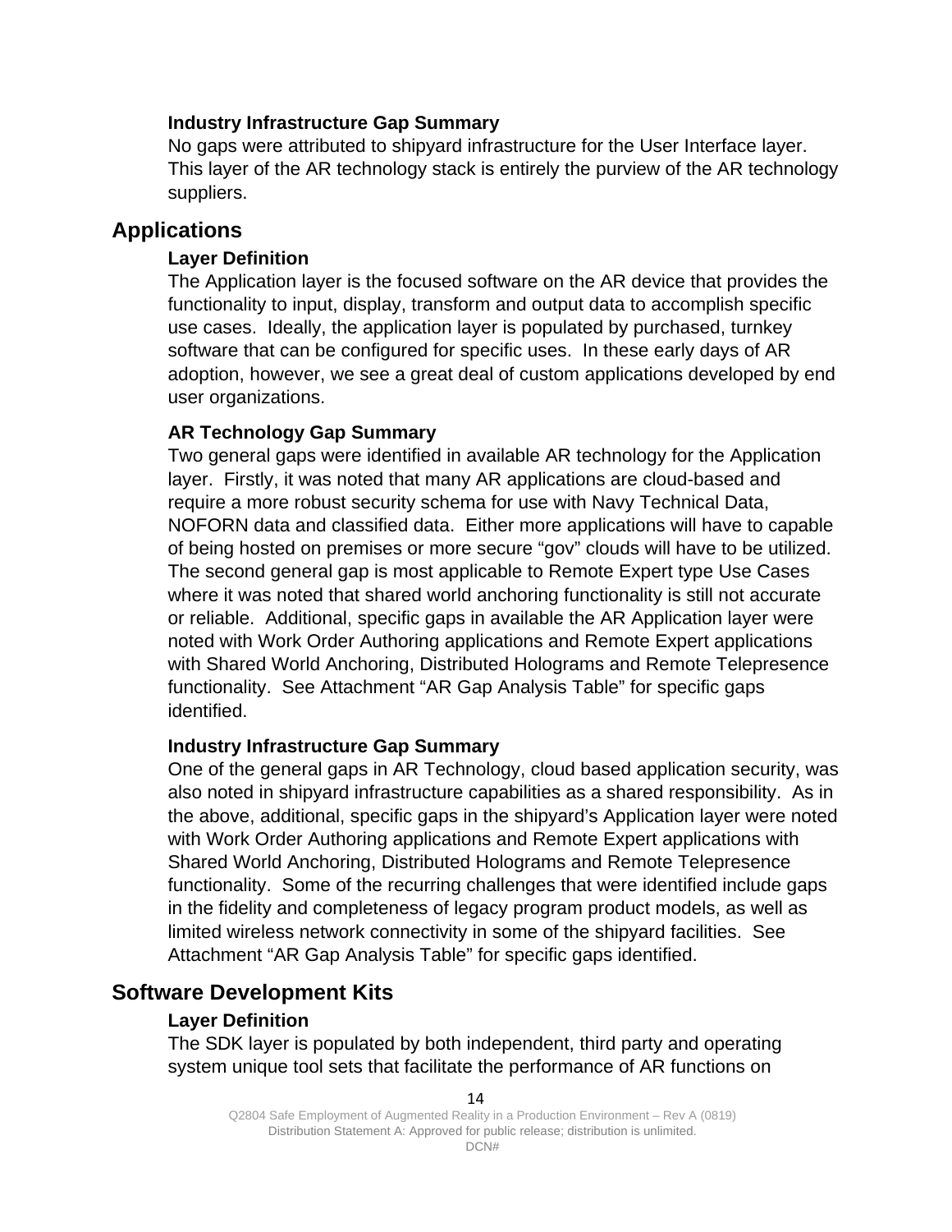### Industry Infrastructure Gap Summary

No gaps were attributed to shipyard infrastructure for the User Interface layer. This layer of the AR technology stack is entirely the purview of the AR technology suppliers.

## Applications

### Layer Definition

The Application layer is the focused software on the AR device that provides the functionality to input, display, transform and output data to accomplish specific use cases. Ideally, the application layer is populated by purchased, turnkey software that can be configured for specific uses. In these early days of AR adoption, however, we see a great deal of custom applications developed by end user organizations.

### AR Technology Gap Summary

Two general gaps were identified in available AR technology for the Application layer. Firstly, it was noted that many AR applications are cloud-based and require a more robust security schema for use with Navy Technical Data, NOFORN data and classified data. Either more applications will have to capable of being hosted on premises or more secure "gov" clouds will have to be utilized. The second general gap is most applicable to Remote Expert type Use Cases where it was noted that shared world anchoring functionality is still not accurate or reliable. Additional, specific gaps in available the AR Application layer were noted with Work Order Authoring applications and Remote Expert applications with Shared World Anchoring, Distributed Holograms and Remote Telepresence functionality. See Attachment "AR Gap Analysis Table" for specific gaps identified.

### Industry Infrastructure Gap Summary

One of the general gaps in AR Technology, cloud based application security, was also noted in shipyard infrastructure capabilities as a shared responsibility. As in the above, additional, specific gaps in the shipyard's Application layer were noted with Work Order Authoring applications and Remote Expert applications with Shared World Anchoring, Distributed Holograms and Remote Telepresence functionality. Some of the recurring challenges that were identified include gaps in the fidelity and completeness of legacy program product models, as well as limited wireless network connectivity in some of the shipyard facilities. See Attachment "AR Gap Analysis Table" for specific gaps identified.

## Software Development Kits

### Layer Definition

The SDK layer is populated by both independent, third party and operating system unique tool sets that facilitate the performance of AR functions on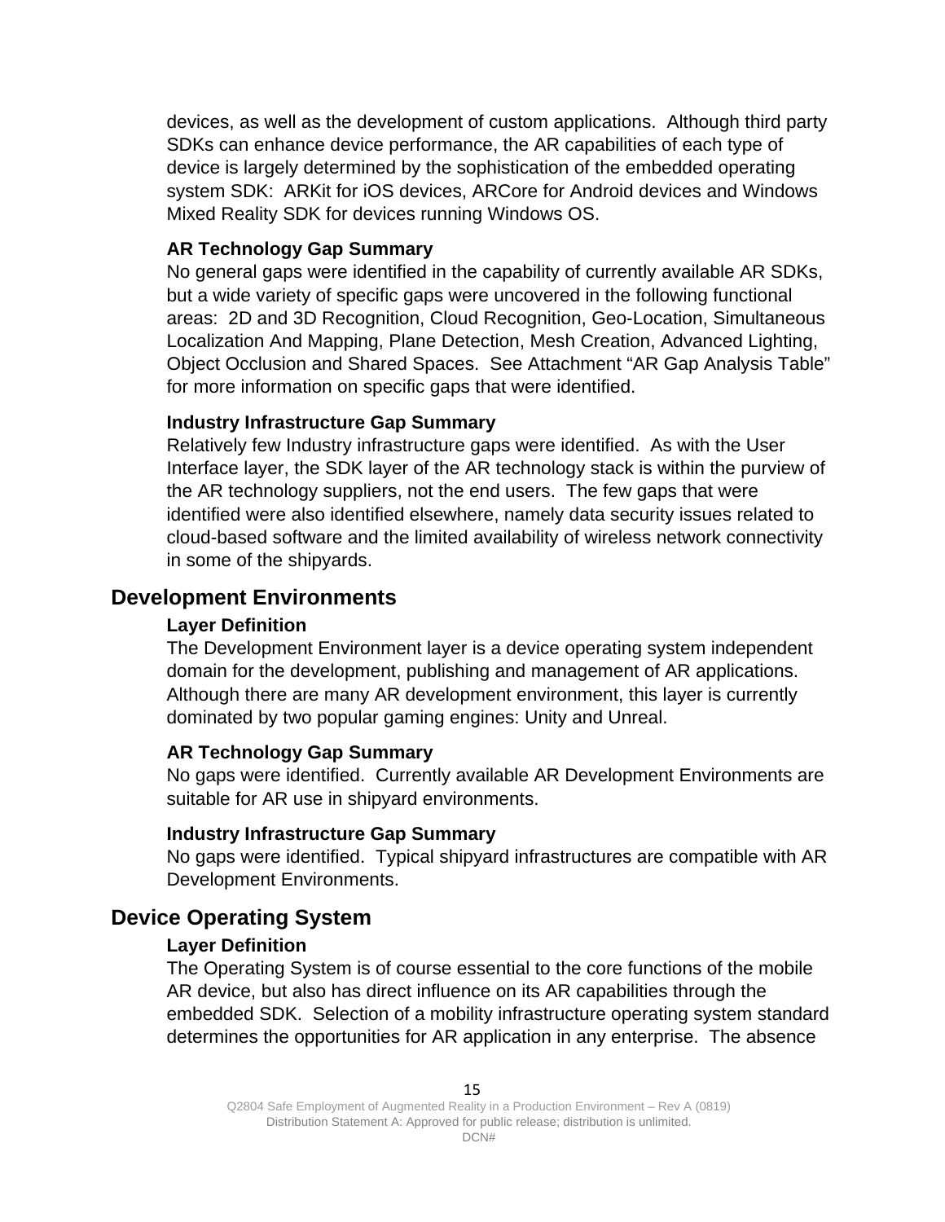devices, as well as the development of custom applications.  Although third party SDKs can enhance device performance, the AR capabilities of each type of device is largely determined by the sophistication of the embedded operating system SDK:  ARKit for iOS devices, ARCore for Android devices and Windows Mixed Reality SDK for devices running Windows OS.

### AR Technology Gap Summary

No general gaps were identified in the capability of currently available AR SDKs, but a wide variety of specific gaps were uncovered in the following functional areas:  2D and 3D Recognition, Cloud Recognition, Geo-Location, Simultaneous Localization And Mapping, Plane Detection, Mesh Creation, Advanced Lighting, Object Occlusion and Shared Spaces.  See Attachment “AR Gap Analysis Table” for more information on specific gaps that were identified.

### Industry Infrastructure Gap Summary

Relatively few Industry infrastructure gaps were identified.  As with the User Interface layer, the SDK layer of the AR technology stack is within the purview of the AR technology suppliers, not the end users.  The few gaps that were identified were also identified elsewhere, namely data security issues related to cloud-based software and the limited availability of wireless network connectivity in some of the shipyards.

## Development Environments

### Layer Definition

The Development Environment layer is a device operating system independent domain for the development, publishing and management of AR applications. Although there are many AR development environment, this layer is currently dominated by two popular gaming engines: Unity and Unreal.

### AR Technology Gap Summary

No gaps were identified.  Currently available AR Development Environments are suitable for AR use in shipyard environments.

### Industry Infrastructure Gap Summary

No gaps were identified.  Typical shipyard infrastructures are compatible with AR Development Environments.

## Device Operating System

### Layer Definition

The Operating System is of course essential to the core functions of the mobile AR device, but also has direct influence on its AR capabilities through the embedded SDK.  Selection of a mobility infrastructure operating system standard determines the opportunities for AR application in any enterprise.  The absence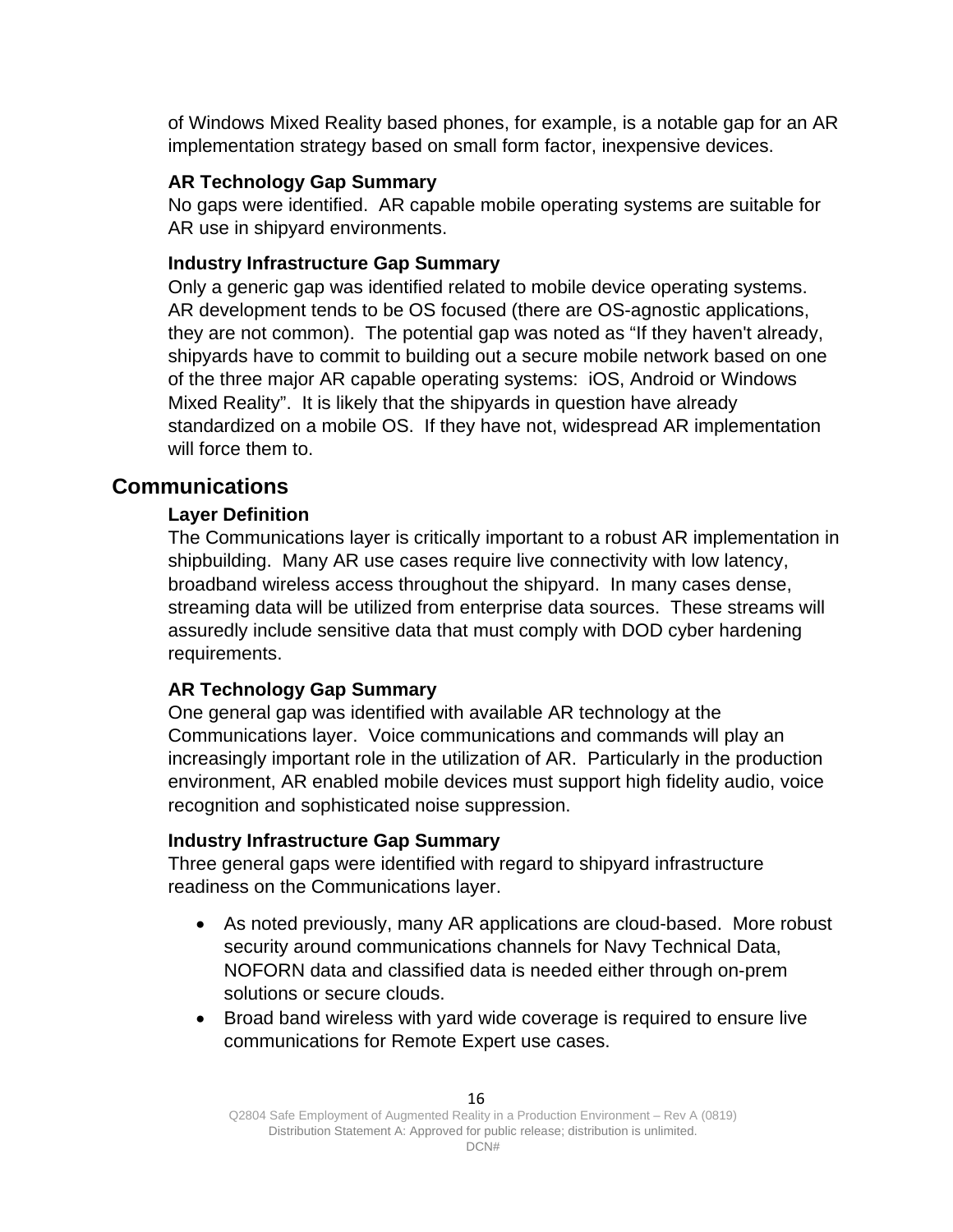of Windows Mixed Reality based phones, for example, is a notable gap for an AR implementation strategy based on small form factor, inexpensive devices.

### AR Technology Gap Summary

No gaps were identified. AR capable mobile operating systems are suitable for AR use in shipyard environments.

### Industry Infrastructure Gap Summary

Only a generic gap was identified related to mobile device operating systems. AR development tends to be OS focused (there are OS-agnostic applications, they are not common). The potential gap was noted as "If they haven't already, shipyards have to commit to building out a secure mobile network based on one of the three major AR capable operating systems: iOS, Android or Windows Mixed Reality". It is likely that the shipyards in question have already standardized on a mobile OS. If they have not, widespread AR implementation will force them to.

## Communications

### Layer Definition

The Communications layer is critically important to a robust AR implementation in shipbuilding. Many AR use cases require live connectivity with low latency, broadband wireless access throughout the shipyard. In many cases dense, streaming data will be utilized from enterprise data sources. These streams will assuredly include sensitive data that must comply with DOD cyber hardening requirements.

### AR Technology Gap Summary

One general gap was identified with available AR technology at the Communications layer. Voice communications and commands will play an increasingly important role in the utilization of AR. Particularly in the production environment, AR enabled mobile devices must support high fidelity audio, voice recognition and sophisticated noise suppression.

### Industry Infrastructure Gap Summary

Three general gaps were identified with regard to shipyard infrastructure readiness on the Communications layer.

- As noted previously, many AR applications are cloud-based. More robust security around communications channels for Navy Technical Data, NOFORN data and classified data is needed either through on-prem solutions or secure clouds.
- Broad band wireless with yard wide coverage is required to ensure live communications for Remote Expert use cases.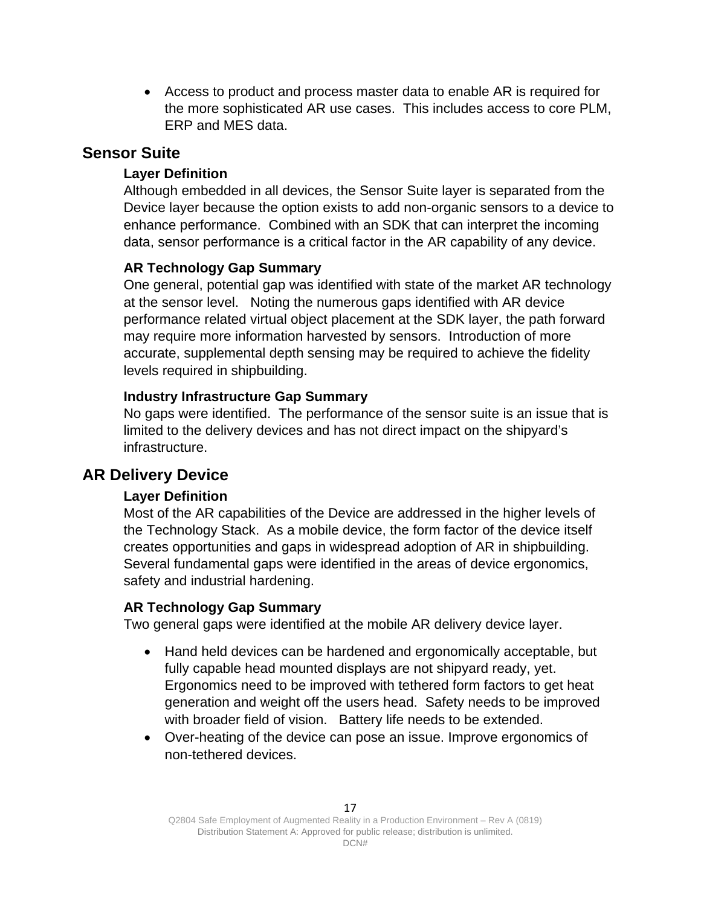- Access to product and process master data to enable AR is required for the more sophisticated AR use cases. This includes access to core PLM, ERP and MES data.

## Sensor Suite

### Layer Definition

Although embedded in all devices, the Sensor Suite layer is separated from the Device layer because the option exists to add non-organic sensors to a device to enhance performance. Combined with an SDK that can interpret the incoming data, sensor performance is a critical factor in the AR capability of any device.

### AR Technology Gap Summary

One general, potential gap was identified with state of the market AR technology at the sensor level. Noting the numerous gaps identified with AR device performance related virtual object placement at the SDK layer, the path forward may require more information harvested by sensors. Introduction of more accurate, supplemental depth sensing may be required to achieve the fidelity levels required in shipbuilding.

### Industry Infrastructure Gap Summary

No gaps were identified. The performance of the sensor suite is an issue that is limited to the delivery devices and has not direct impact on the shipyard's infrastructure.

## AR Delivery Device

### Layer Definition

Most of the AR capabilities of the Device are addressed in the higher levels of the Technology Stack. As a mobile device, the form factor of the device itself creates opportunities and gaps in widespread adoption of AR in shipbuilding. Several fundamental gaps were identified in the areas of device ergonomics, safety and industrial hardening.

### AR Technology Gap Summary

Two general gaps were identified at the mobile AR delivery device layer.

- Hand held devices can be hardened and ergonomically acceptable, but fully capable head mounted displays are not shipyard ready, yet. Ergonomics need to be improved with tethered form factors to get heat generation and weight off the users head. Safety needs to be improved with broader field of vision. Battery life needs to be extended.
- Over-heating of the device can pose an issue. Improve ergonomics of non-tethered devices.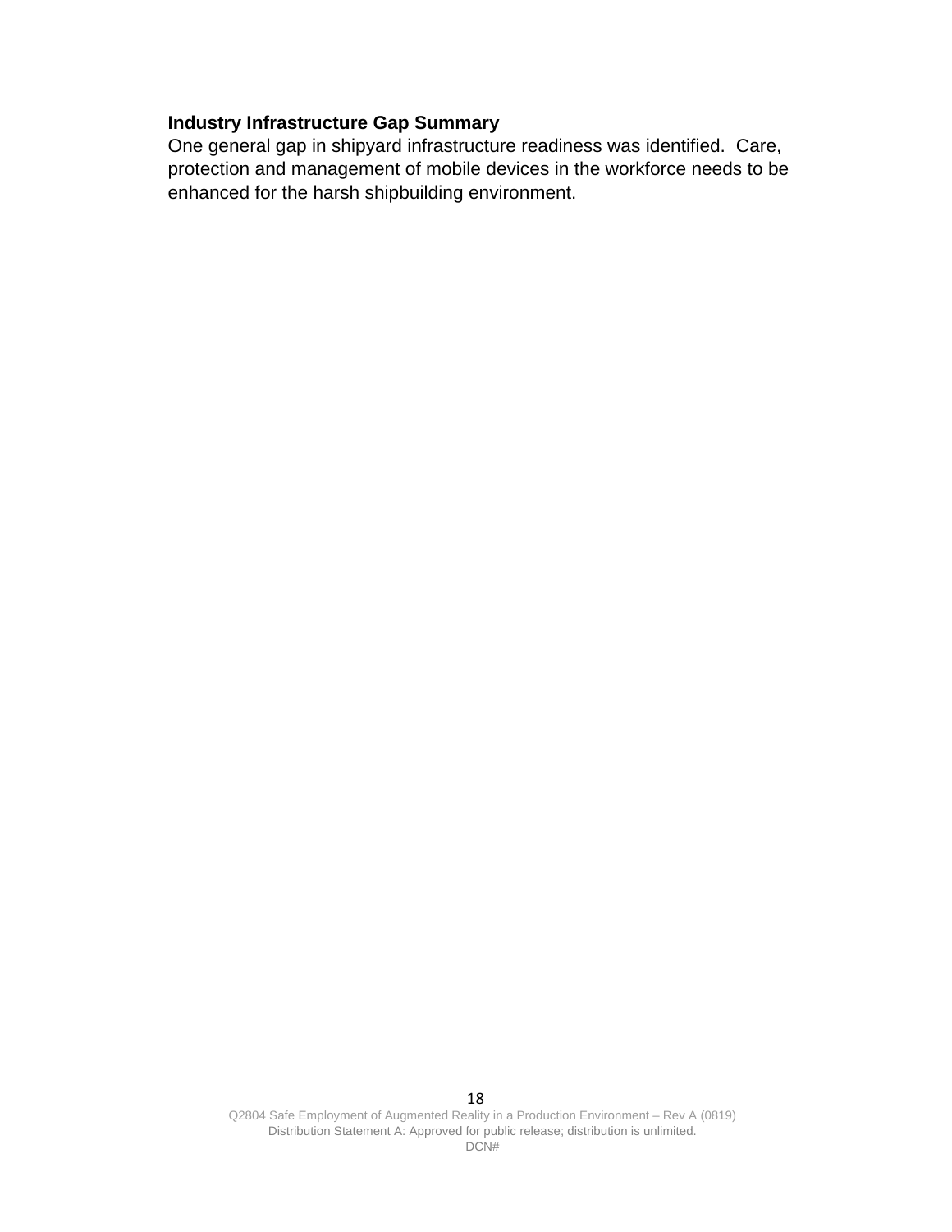**Industry Infrastructure Gap Summary**

One general gap in shipyard infrastructure readiness was identified. Care, protection and management of mobile devices in the workforce needs to be enhanced for the harsh shipbuilding environment.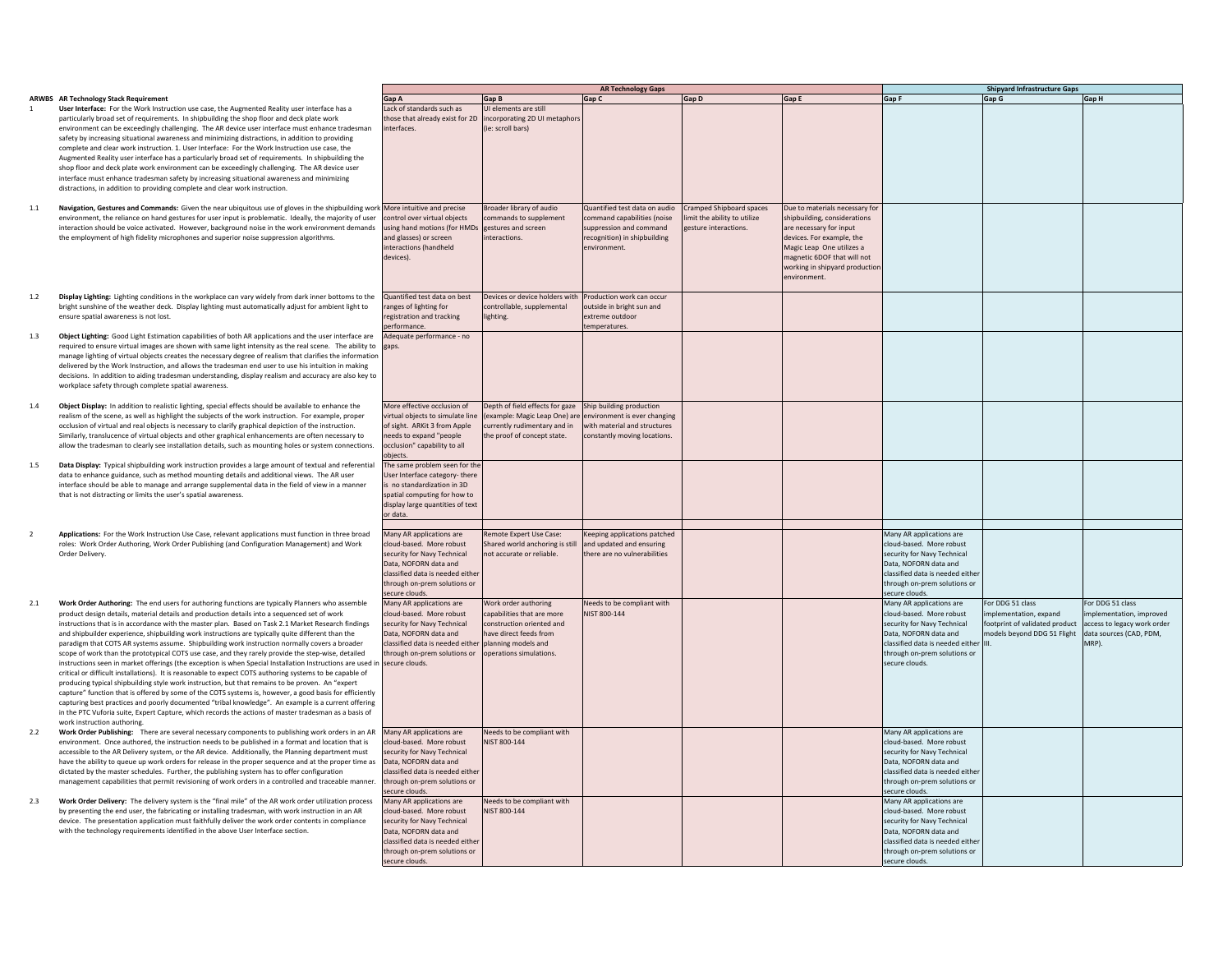| ARWBS | AR Technology Stack Requirement | AR Technology Gaps | | | | | Shipyard Infrastructure Gaps | | |
|---|---|---|---|---|---|---|---|---|---|
| | | Gap A | Gap B | Gap C | Gap D | Gap E | Gap F | Gap G | Gap H |
| 1 | **User Interface:** For the Work Instruction use case, the Augmented Reality user interface has a particularly broad set of requirements. In shipbuilding the shop floor and deck plate work environment can be exceedingly challenging. The AR device user interface must enhance tradesman safety by increasing situational awareness and minimizing distractions, in addition to providing complete and clear work instruction. 1. User Interface: For the Work Instruction use case, the Augmented Reality user interface has a particularly broad set of requirements. In shipbuilding the shop floor and deck plate work environment can be exceedingly challenging. The AR device user interface must enhance tradesman safety by increasing situational awareness and minimizing distractions, in addition to providing complete and clear work instruction. | Lack of standards such as those that already exist for 2D interfaces. | UI elements are still incorporating 2D UI metaphors (ie: scroll bars) | | | | | | |
| 1.1 | **Navigation, Gestures and Commands:** Given the near ubiquitous use of gloves in the shipbuilding work environment, the reliance on hand gestures for user input is problematic. Ideally, the majority of user interaction should be voice activated. However, background noise in the work environment demands the employment of high fidelity microphones and superior noise suppression algorithms. | More intuitive and precise control over virtual objects using hand motions (for HMDs and glasses) or screen interactions (handheld devices). | Broader library of audio commands to supplement gestures and screen interactions. | Quantified test data on audio command capabilities (noise suppression and command recognition) in shipbuilding environment. | Cramped Shipboard spaces limit the ability to utilize gesture interactions. | Due to materials necessary for shipbuilding, considerations are necessary for input devices. For example, the Magic Leap One utilizes a magnetic 6DOF that will not working in shipyard production environment. | | | |
| 1.2 | **Display Lighting:** Lighting conditions in the workplace can vary widely from dark inner bottoms to the bright sunshine of the weather deck. Display lighting must automatically adjust for ambient light to ensure spatial awareness is not lost. | Quantified test data on best ranges of lighting for registration and tracking performance. | Devices or device holders with controllable, supplemental lighting. | Production work can occur outside in bright sun and extreme outdoor temperatures. | | | | | |
| 1.3 | **Object Lighting:** Good Light Estimation capabilities of both AR applications and the user interface are required to ensure virtual images are shown with same light intensity as the real scene. The ability to manage lighting of virtual objects creates the necessary degree of realism that clarifies the information delivered by the Work Instruction, and allows the tradesman end user to use his intuition in making decisions. In addition to aiding tradesman understanding, display realism and accuracy are also key to workplace safety through complete spatial awareness. | Adequate performance - no gaps. | | | | | | | |
| 1.4 | **Object Display:** In addition to realistic lighting, special effects should be available to enhance the realism of the scene, as well as highlight the subjects of the work instruction. For example, proper occlusion of virtual and real objects is necessary to clarify graphical depiction of the instruction. Similarly, translucence of virtual objects and other graphical enhancements are often necessary to allow the tradesman to clearly see installation details, such as mounting holes or system connections. | More effective occlusion of virtual objects to simulate line of sight. ARKit 3 from Apple needs to expand "people occlusion" capability to all objects. | Depth of field effects for gaze (example: Magic Leap One) are currently rudimentary and in the proof of concept state. | Ship building production environment is ever changing with material and structures constantly moving locations. | | | | | |
| 1.5 | **Data Display:** Typical shipbuilding work instruction provides a large amount of textual and referential data to enhance guidance, such as method mounting details and additional views. The AR user interface should be able to manage and arrange supplemental data in the field of view in a manner that is not distracting or limits the user's spatial awareness. | The same problem seen for the User Interface category- there is no standardization in 3D spatial computing for how to display large quantities of text or data. | | | | | | | |
| 2 | **Applications:** For the Work Instruction Use Case, relevant applications must function in three broad roles: Work Order Authoring, Work Order Publishing (and Configuration Management) and Work Order Delivery. | Many AR applications are cloud-based. More robust security for Navy Technical Data, NOFORN data and classified data is needed either through on-prem solutions or secure clouds. | Remote Expert Use Case: Shared world anchoring is still not accurate or reliable. | Keeping applications patched and updated and ensuring there are no vulnerabilities | | | Many AR applications are cloud-based. More robust security for Navy Technical Data, NOFORN data and classified data is needed either through on-prem solutions or secure clouds. | | |
| 2.1 | **Work Order Authoring:** The end users for authoring functions are typically Planners who assemble product design details, material details and production details into a sequenced set of work instructions that is in accordance with the master plan. Based on Task 2.1 Market Research findings and shipbuilder experience, shipbuilding work instructions are typically quite different than the paradigm that COTS AR systems assume. Shipbuilding work instruction normally covers a broader scope of work than the prototypical COTS use case, and they rarely provide the step-wise, detailed instructions seen in market offerings (the exception is when Special Installation Instructions are used in critical or difficult installations). It is reasonable to expect COTS authoring systems to be capable of producing typical shipbuilding style work instruction, but that remains to be proven. An "expert capture" function that is offered by some of the COTS systems is, however, a good basis for efficiently capturing best practices and poorly documented "tribal knowledge". An example is a current offering in the PTC Vuforia suite, Expert Capture, which records the actions of master tradesman as a basis of work instruction authoring. | Many AR applications are cloud-based. More robust security for Navy Technical Data, NOFORN data and classified data is needed either through on-prem solutions or secure clouds. | Work order authoring capabilities that are more construction oriented and have direct feeds from planning models and operations simulations. | Needs to be compliant with NIST 800-144 | | | Many AR applications are cloud-based. More robust security for Navy Technical Data, NOFORN data and classified data is needed either through on-prem solutions or secure clouds. | For DDG 51 class implementation, expand footprint of validated product models beyond DDG 51 Flight III. | For DDG 51 class implementation, improved access to legacy work order data sources (CAD, PDM, MRP). |
| 2.2 | **Work Order Publishing:** There are several necessary components to publishing work orders in an AR environment. Once authored, the instruction needs to be published in a format and location that is accessible to the AR Delivery system, or the AR device. Additionally, the Planning department must have the ability to queue up work orders for release in the proper sequence and at the proper time as dictated by the master schedules. Further, the publishing system has to offer configuration management capabilities that permit revisioning of work orders in a controlled and traceable manner. | Many AR applications are cloud-based. More robust security for Navy Technical Data, NOFORN data and classified data is needed either through on-prem solutions or secure clouds. | Needs to be compliant with NIST 800-144 | | | | Many AR applications are cloud-based. More robust security for Navy Technical Data, NOFORN data and classified data is needed either through on-prem solutions or secure clouds. | | |
| 2.3 | **Work Order Delivery:** The delivery system is the "final mile" of the AR work order utilization process by presenting the end user, the fabricating or installing tradesman, with work instruction in an AR device. The presentation application must faithfully deliver the work order contents in compliance with the technology requirements identified in the above User Interface section. | Many AR applications are cloud-based. More robust security for Navy Technical Data, NOFORN data and classified data is needed either through on-prem solutions or secure clouds. | Needs to be compliant with NIST 800-144 | | | | Many AR applications are cloud-based. More robust security for Navy Technical Data, NOFORN data and classified data is needed either through on-prem solutions or secure clouds. | | |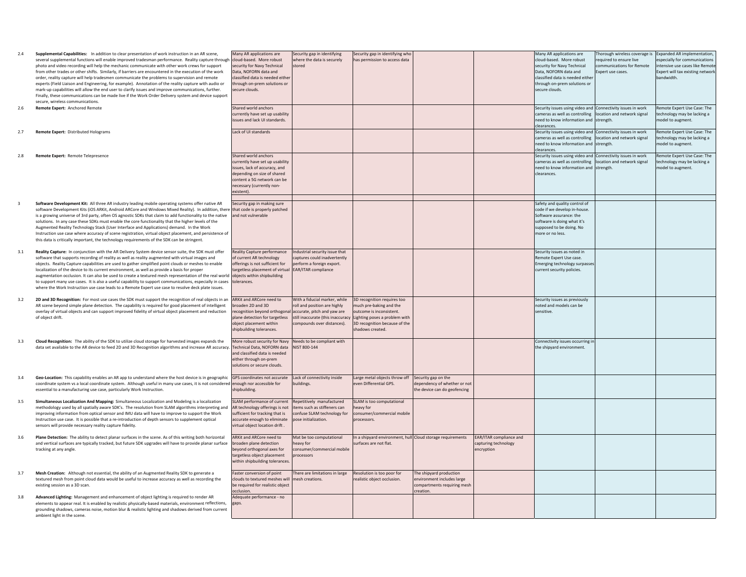| | | | | | | | | | |
|---|---|---|---|---|---|---|---|---|---|
| 2.4 | **Supplemental Capabilities:** In addition to clear presentation of work instruction in an AR scene, several supplemental functions will enable improved tradesman performance. Reality capture through photo and video recording will help the mechanic communicate with other work crews for support from other trades or other shifts. Similarly, if barriers are encountered in the execution of the work order, reality capture will help tradesmen communicate the problems to supervision and remote experts (Field Liaison and Engineering, for example). Annotation of the reality capture with audio or mark-up capabilities will allow the end user to clarify issues and improve communications, further. Finally, these communications can be made live if the Work Order Delivery system and device support secure, wireless communications. | Many AR applications are cloud-based. More robust security for Navy Technical Data, NOFORN data and classified data is needed either through on-prem solutions or secure clouds. | Security gap in identifying where the data is securely stored | Security gap in identifying who has permission to access data | | | Many AR applications are cloud-based. More robust security for Navy Technical Data, NOFORN data and classified data is needed either through on-prem solutions or secure clouds. | Thorough wireless coverage is required to ensure live communications for Remote Expert use cases. | Expanded AR implementation, especially for communications intensive use cases like Remote Expert will tax existing network bandwidth. |
| 2.6 | **Remote Expert:** Anchored Remote | Shared world anchors currently have set up usability issues and lack UI standards. | | | | | Security issues using video and cameras as well as controlling need to know information and clearances. | Connectivity issues in work location and network signal strength. | Remote Expert Use Case: The technology may be lacking a model to augment. |
| 2.7 | **Remote Expert:** Distributed Holograms | Lack of UI standards | | | | | Security issues using video and cameras as well as controlling need to know information and clearances. | Connectivity issues in work location and network signal strength. | Remote Expert Use Case: The technology may be lacking a model to augment. |
| 2.8 | **Remote Expert:** Remote Telepresence | Shared world anchors currently have set up usability issues, lack of accuracy, and depending on size of shared content a 5G network can be necessary (currently non-existent). | | | | | Security issues using video and cameras as well as controlling need to know information and clearances. | Connectivity issues in work location and network signal strength. | Remote Expert Use Case: The technology may be lacking a model to augment. |
| 3 | **Software Development Kit:** All three AR industry leading mobile operating systems offer native AR software Development Kits (iOS ARKit, Android ARCore and Windows Mixed Reality). In addition, there is a growing universe of 3rd party, often OS agnostic SDKs that claim to add functionality to the native solutions. In any case these SDKs must enable the core functionality that the higher levels of the Augmented Reality Technology Stack (User Interface and Applications) demand. In the Work Instruction use case where accuracy of scene registration, virtual object placement, and persistence of this data is critically important, the technology requirements of the SDK can be stringent. | Security gap in making sure that code is properly patched and not vulnerable | | | | | Safety and quality control of code if we develop in-house. Software assurance: the software is doing what it's supposed to be doing. No more or no less. | | |
| 3.1 | **Reality Capture:** In conjunction with the AR Delivery System device sensor suite, the SDK must offer software that supports recording of reality as well as reality augmented with virtual images and objects. Reality Capture capabilities are used to gather simplified point clouds or meshes to enable localization of the device to its current environment, as well as provide a basis for proper augmentation occlusion. It can also be used to create a textured mesh representation of the real world to support many use cases. It is also a useful capability to support communications, especially in cases where the Work Instruction use case leads to a Remote Expert use case to resolve deck plate issues. | Reality Capture performance of current AR technology offerings is not sufficient for targetless placement of virtual objects within shipbuilding tolerances. | Industrial security issue that captures could inadvertently perform a foreign export. EAR/ITAR compliance | | | | Security issues as noted in Remote Expert Use case. Emerging technology surpasses current security policies. | | |
| 3.2 | **2D and 3D Recognition:** For most use cases the SDK must support the recognition of real objects in an AR scene beyond simple plane detection. The capability is required for good placement of intelligent overlay of virtual objects and can support improved fidelity of virtual object placement and reduction of object drift. | ARKit and ARCore need to broaden 2D and 3D recognition beyond orthogonal plane detection for targetless object placement within shipbuilding tolerances. | With a fiducial marker, while roll and position are highly accurate, pitch and yaw are still inaccurate (this inaccuracy compounds over distances). | 3D recognition requires too much pre-baking and the outcome is inconsistent. Lighting poses a problem with 3D recognition because of the shadows created. | | | Security issues as previously noted and models can be sensitive. | | |
| 3.3 | **Cloud Recognition:** The ability of the SDK to utilize cloud storage for harvested images expands the data set available to the AR device to feed 2D and 3D Recognition algorithms and increase AR accuracy. | More robust security for Navy Technical Data, NOFORN data and classified data is needed either through on-prem solutions or secure clouds. | Needs to be compliant with NIST 800-144 | | | | Connectivity issues occurring in the shipyard environment. | | |
| 3.4 | **Geo-Location:** This capability enables an AR app to understand where the host device is in geographic coordinate system vs a local coordinate system. Although useful in many use cases, it is not considered essential to a manufacturing use case, particularly Work Instruction. | GPS coordinates not accurate enough nor accessible for shipbuilding. | Lack of connectivity inside buildings. | Large metal objects throw off even Differential GPS. | Security gap on the dependency of whether or not the device can do geofencing | | | | |
| 3.5 | **Simultaneous Localization And Mapping:** Simultaneous Localization and Modeling is a localization methodology used by all spatially aware SDK's. The resolution from SLAM algorithms interpreting and improving information from optical sensor and IMU data will have to improve to support the Work Instruction use case. It is possible that a re-introduction of depth sensors to supplement optical sensors will provide necessary reality capture fidelity. | SLAM performance of current AR technology offerings is not sufficient for tracking that is accurate enough to eliminate virtual object location drift . | Repetitively manufactured items such as stiffeners can confuse SLAM technology for pose initialization. | SLAM is too computational heavy for consumer/commercial mobile processors. | | | | | |
| 3.6 | **Plane Detection:** The ability to detect planar surfaces in the scene. As of this writing both horizontal and vertical surfaces are typically tracked, but future SDK upgrades will have to provide planar surface tracking at any angle. | ARKit and ARCore need to broaden plane detection beyond orthogonal axes for targetless object placement within shipbuilding tolerances. | Mat be too computational heavy for consumer/commercial mobile processors | In a shipyard environment, hull surfaces are not flat. | Cloud storage requirements | EAR/ITAR compliance and capturing technology encryption | | | |
| 3.7 | **Mesh Creation:** Although not essential, the ability of an Augmented Reality SDK to generate a textured mesh from point cloud data would be useful to increase accuracy as well as recording the existing session as a 3D scan. | Faster conversion of point clouds to textured meshes will be required for realistic object occlusion. | There are limitations in large mesh creations. | Resolution is too poor for realistic object occlusion. | The shipyard production environment includes large compartments requiring mesh creation. | | | | |
| 3.8 | **Advanced Lighting:** Management and enhancement of object lighting is required to render AR elements to appear real. It is enabled by realistic physically-based materials, environment reflections, grounding shadows, cameras noise, motion blur & realistic lighting and shadows derived from current ambient light in the scene. | Adequate performance - no gaps. | | | | | | | |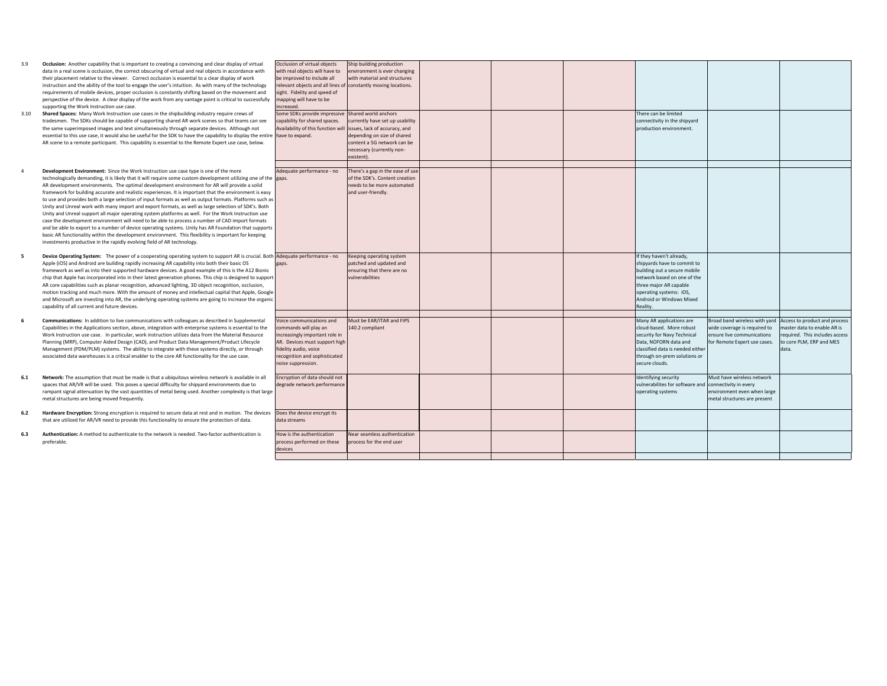| No. | Requirement | | | | | | | | |
|---|---|---|---|---|---|---|---|---|---|
| 3.9 | **Occlusion:** Another capability that is important to creating a convincing and clear display of virtual data in a real scene is occlusion, the correct obscuring of virtual and real objects in accordance with their placement relative to the viewer. Correct occlusion is essential to a clear display of work instruction and the ability of the tool to engage the user's intuition. As with many of the technology requirements of mobile devices, proper occlusion is constantly shifting based on the movement and perspective of the device. A clear display of the work from any vantage point is critical to successfully supporting the Work Instruction use case. | Occlusion of virtual objects with real objects will have to be improved to include all relevant objects and all lines of sight. Fidelity and speed of mapping will have to be increased. | Ship building production environment is ever changing with material and structures constantly moving locations. | | | | | | |
| 3.10 | **Shared Spaces:** Many Work Instruction use cases in the shipbuilding industry require crews of tradesmen. The SDKs should be capable of supporting shared AR work scenes so that teams can see the same superimposed images and text simultaneously through separate devices. Although not essential to this use case, it would also be useful for the SDK to have the capability to display the entire AR scene to a remote participant. This capability is essential to the Remote Expert use case, below. | Some SDKs provide impressive capability for shared spaces. Availability of this function will have to expand. | Shared world anchors currently have set up usability issues, lack of accuracy, and depending on size of shared content a 5G network can be necessary (currently non-existent). | | | | There can be limited connectivity in the shipyard production environment. | | |
| 4 | **Development Environment:** Since the Work Instruction use case type is one of the more technologically demanding, it is likely that it will require some custom development utilizing one of the AR development environments. The optimal development environment for AR will provide a solid framework for building accurate and realistic experiences. It is important that the environment is easy to use and provides both a large selection of input formats as well as output formats, as well as large selection of SDK's. Both Unity and Unreal work with many import and export formats, as well as large selection of SDK's. Both Unity and Unreal support all major operating system platforms as well. For the Work Instruction use case the development environment will need to be able to process a number of CAD import formats and be able to export to a number of device operating systems. Unity has AR Foundation that supports basic AR functionality within the development environment. This flexibility is important for keeping investments productive in the rapidly evolving field of AR technology. | Adequate performance - no gaps. | There's a gap in the ease of use of the SDK's. Content creation needs to be more automated and user-friendly. | | | | | | |
| **5** | **Device Operating System:** The power of a cooperating operating system to support AR is crucial. Both Apple (iOS) and Android are building rapidly increasing AR capability into both their basic OS framework as well as into their supported hardware devices. A good example of this is the A12 Bionic chip that Apple has incorporated into in their latest generation phones. This chip is designed to support AR core capabilities such as planar recognition, advanced lighting, 3D object recognition, occlusion, motion tracking and much more. With the amount of money and intellectual capital that Apple, Google and Microsoft are investing into AR, the underlying operating systems are going to increase the organic capability of all current and future devices. | Adequate performance - no gaps. | Keeping operating system patched and updated and ensuring that there are no vulnerabilities | | | | If they haven't already, shipyards have to commit to building out a secure mobile network based on one of the three major AR capable operating systems: iOS, Android or Windows Mixed Reality. | | |
| **6** | **Communications:** In addition to live communications with colleagues as described in Supplemental Capabilities in the Applications section, above, integration with enterprise systems is essential to the Work Instruction use case. In particular, work instruction utilizes data from the Material Resource Planning (MRP), Computer Aided Design (CAD), and Product Data Management/Product Lifecycle Management (PDM/PLM) systems. The ability to integrate with these systems directly, or through associated data warehouses is a critical enabler to the core AR functionality for the use case. | Voice communications and commands will play an increasingly important role in AR. Devices must support high fidelity audio, voice recognition and sophisticated noise suppression. | Must be EAR/ITAR and FIPS 140.2 compliant | | | | Many AR applications are cloud-based. More robust security for Navy Technical Data, NOFORN data and classified data is needed either through on-prem solutions or secure clouds. | Broad band wireless with yard wide coverage is required to ensure live communications for Remote Expert use cases. | Access to product and process master data to enable AR is required. This includes access to core PLM, ERP and MES data. |
| **6.1** | **Network:** The assumption that must be made is that a ubiquitous wireless network is available in all spaces that AR/VR will be used. This poses a special difficulty for shipyard environments due to rampant signal attenuation by the vast quantities of metal being used. Another complexity is that large metal structures are being moved frequently. | Encryption of data should not degrade network performance | | | | | Identifying security vulnerabilites for software and operating systems | Must have wireless network connectivity in every environment even when large metal structures are present | |
| **6.2** | **Hardware Encryption:** Strong encryption is required to secure data at rest and in motion. The devices that are utilized for AR/VR need to provide this functionality to ensure the protection of data. | Does the device encrypt its data streams | | | | | | | |
| **6.3** | **Authentication:** A method to authenticate to the network is needed. Two-factor authentication is preferable. | How is the authentication process performed on these devices | Near seamless authentication process for the end user | | | | | | |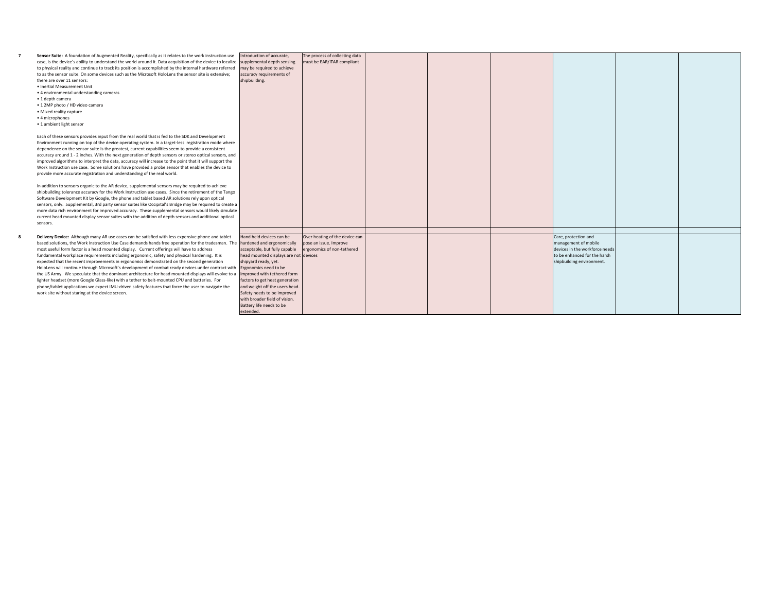| | | | | | | | | | |
|---|---|---|---|---|---|---|---|---|---|
| 7 | **Sensor Suite:** A foundation of Augmented Reality, specifically as it relates to the work instruction use case, is the device's ability to understand the world around it. Data acquisition of the device to localize to physical reality and continue to track its position is accomplished by the internal hardware referred to as the sensor suite. On some devices such as the Microsoft HoloLens the sensor site is extensive; there are over 11 sensors:<br>• Inertial Measurement Unit<br>• 4 environmental understanding cameras<br>• 1 depth camera<br>• 1 2MP photo / HD video camera<br>• Mixed reality capture<br>• 4 microphones<br>• 1 ambient light sensor<br><br>Each of these sensors provides input from the real world that is fed to the SDK and Development Environment running on top of the device operating system. In a target-less registration mode where dependence on the sensor suite is the greatest, current capabilities seem to provide a consistent accuracy around 1 - 2 inches. With the next generation of depth sensors or stereo optical sensors, and improved algorithms to interpret the data, accuracy will increase to the point that it will support the Work Instruction use case. Some solutions have provided a probe sensor that enables the device to provide more accurate registration and understanding of the real world.<br><br>In addition to sensors organic to the AR device, supplemental sensors may be required to achieve shipbuilding tolerance accuracy for the Work Instruction use cases. Since the retirement of the Tango Software Development Kit by Google, the phone and tablet based AR solutions rely upon optical sensors, only. Supplemental, 3rd party sensor suites like Occipital's Bridge may be required to create a more data rich environment for improved accuracy. These supplemental sensors would likely simulate current head mounted display sensor suites with the addition of depth sensors and additional optical sensors. | Introduction of accurate, supplemental depth sensing may be required to achieve accuracy requirements of shipbuilding. | The process of collecting data must be EAR/ITAR compliant | | | | | | |
| 8 | **Delivery Device:** Although many AR use cases can be satisfied with less expensive phone and tablet based solutions, the Work Instruction Use Case demands hands free operation for the tradesman. The most useful form factor is a head mounted display. Current offerings will have to address fundamental workplace requirements including ergonomic, safety and physical hardening. It is expected that the recent improvements in ergonomics demonstrated on the second generation HoloLens will continue through Microsoft's development of combat ready devices under contract with the US Army. We speculate that the dominant architecture for head mounted displays will evolve to a lighter headset (more Google Glass-like) with a tether to belt-mounted CPU and batteries. For phone/tablet applications we expect IMU-driven safety features that force the user to navigate the work site without staring at the device screen. | Hand held devices can be hardened and ergonomically acceptable, but fully capable head mounted displays are not shipyard ready, yet. Ergonomics need to be improved with tethered form factors to get heat generation and weight off the users head. Safety needs to be improved with broader field of vision. Battery life needs to be extended. | Over heating of the device can pose an issue. Improve ergonomics of non-tethered devices | | | | Care, protection and management of mobile devices in the workforce needs to be enhanced for the harsh shipbuilding environment. | | |